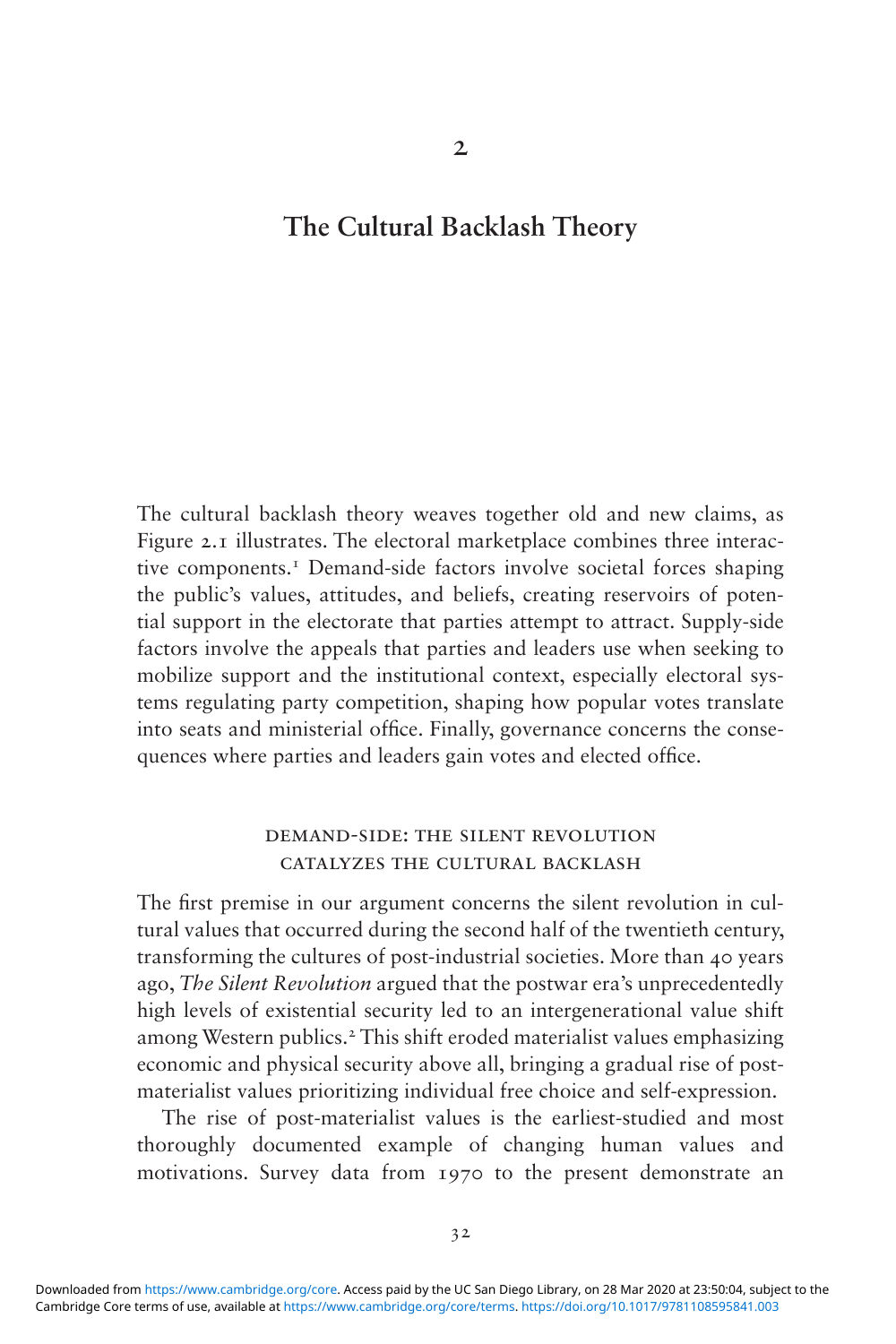# 2

# The Cultural Backlash Theory

The cultural backlash theory weaves together old and new claims, as Figure 2.1 illustrates. The electoral marketplace combines three interactive components.[1] Demand-side factors involve societal forces shaping the public's values, attitudes, and beliefs, creating reservoirs of potential support in the electorate that parties attempt to attract. Supply-side factors involve the appeals that parties and leaders use when seeking to mobilize support and the institutional context, especially electoral systems regulating party competition, shaping how popular votes translate into seats and ministerial office. Finally, governance concerns the consequences where parties and leaders gain votes and elected office.

## Demand-Side: The Silent Revolution Catalyzes the Cultural Backlash

The first premise in our argument concerns the silent revolution in cultural values that occurred during the second half of the twentieth century, transforming the cultures of post-industrial societies. More than 40 years ago, *The Silent Revolution* argued that the postwar era's unprecedentedly high levels of existential security led to an intergenerational value shift among Western publics.[2] This shift eroded materialist values emphasizing economic and physical security above all, bringing a gradual rise of post-materialist values prioritizing individual free choice and self-expression.

The rise of post-materialist values is the earliest-studied and most thoroughly documented example of changing human values and motivations. Survey data from 1970 to the present demonstrate an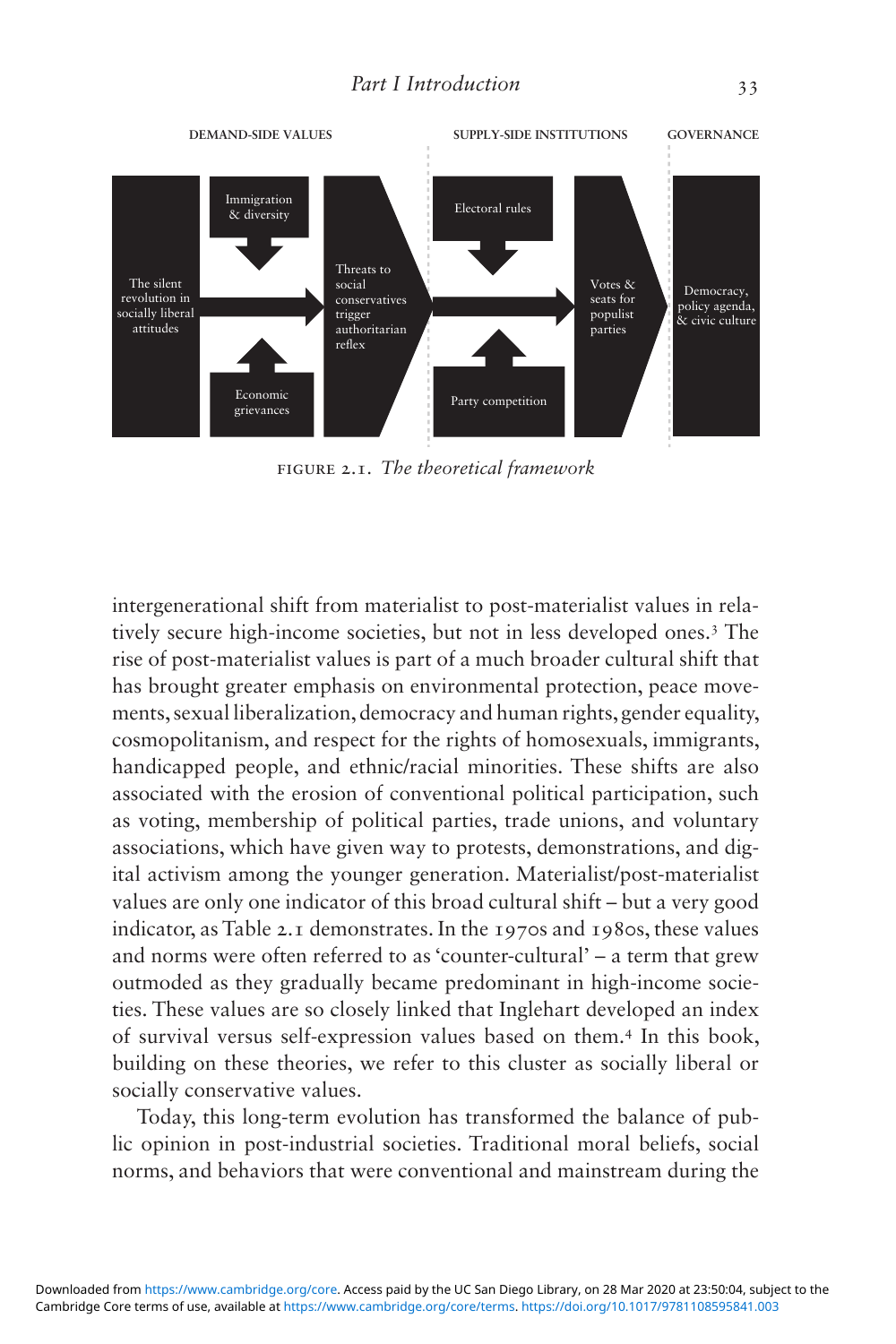FIGURE 2.1. *The theoretical framework*

intergenerational shift from materialist to post-materialist values in relatively secure high-income societies, but not in less developed ones.[3] The rise of post-materialist values is part of a much broader cultural shift that has brought greater emphasis on environmental protection, peace movements, sexual liberalization, democracy and human rights, gender equality, cosmopolitanism, and respect for the rights of homosexuals, immigrants, handicapped people, and ethnic/racial minorities. These shifts are also associated with the erosion of conventional political participation, such as voting, membership of political parties, trade unions, and voluntary associations, which have given way to protests, demonstrations, and digital activism among the younger generation. Materialist/post-materialist values are only one indicator of this broad cultural shift – but a very good indicator, as Table 2.1 demonstrates. In the 1970s and 1980s, these values and norms were often referred to as 'counter-cultural' – a term that grew outmoded as they gradually became predominant in high-income societies. These values are so closely linked that Inglehart developed an index of survival versus self-expression values based on them.[4] In this book, building on these theories, we refer to this cluster as socially liberal or socially conservative values.

Today, this long-term evolution has transformed the balance of public opinion in post-industrial societies. Traditional moral beliefs, social norms, and behaviors that were conventional and mainstream during the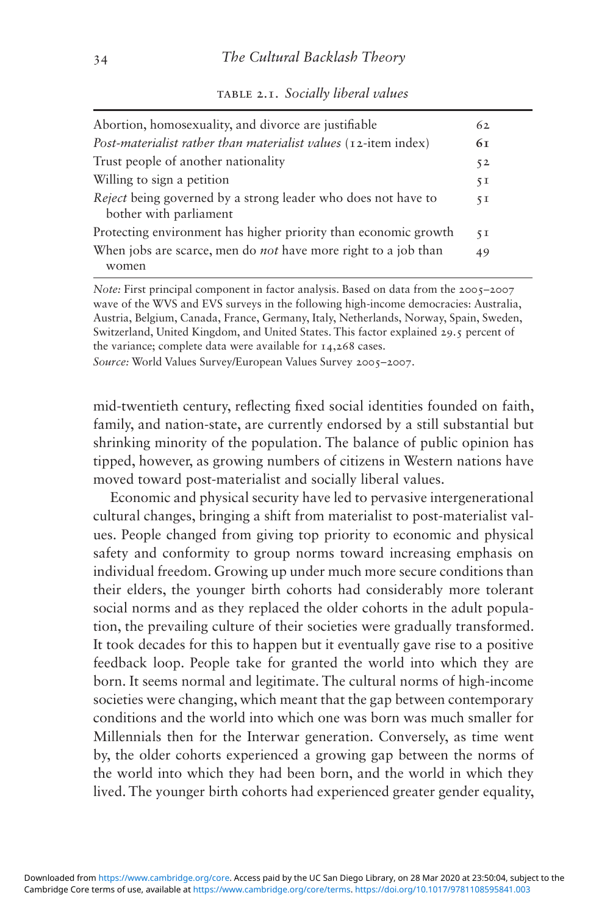TABLE 2.1. *Socially liberal values*

| | |
|---|---|
| Abortion, homosexuality, and divorce are justifiable | 62 |
| *Post-materialist rather than materialist values* (12-item index) | 61 |
| Trust people of another nationality | 52 |
| Willing to sign a petition | 51 |
| *Reject* being governed by a strong leader who does not have to bother with parliament | 51 |
| Protecting environment has higher priority than economic growth | 51 |
| When jobs are scarce, men do *not* have more right to a job than women | 49 |

*Note:* First principal component in factor analysis. Based on data from the 2005–2007 wave of the WVS and EVS surveys in the following high-income democracies: Australia, Austria, Belgium, Canada, France, Germany, Italy, Netherlands, Norway, Spain, Sweden, Switzerland, United Kingdom, and United States. This factor explained 29.5 percent of the variance; complete data were available for 14,268 cases.

*Source:* World Values Survey/European Values Survey 2005–2007.

mid-twentieth century, reflecting fixed social identities founded on faith, family, and nation-state, are currently endorsed by a still substantial but shrinking minority of the population. The balance of public opinion has tipped, however, as growing numbers of citizens in Western nations have moved toward post-materialist and socially liberal values.

Economic and physical security have led to pervasive intergenerational cultural changes, bringing a shift from materialist to post-materialist values. People changed from giving top priority to economic and physical safety and conformity to group norms toward increasing emphasis on individual freedom. Growing up under much more secure conditions than their elders, the younger birth cohorts had considerably more tolerant social norms and as they replaced the older cohorts in the adult population, the prevailing culture of their societies were gradually transformed. It took decades for this to happen but it eventually gave rise to a positive feedback loop. People take for granted the world into which they are born. It seems normal and legitimate. The cultural norms of high-income societies were changing, which meant that the gap between contemporary conditions and the world into which one was born was much smaller for Millennials then for the Interwar generation. Conversely, as time went by, the older cohorts experienced a growing gap between the norms of the world into which they had been born, and the world in which they lived. The younger birth cohorts had experienced greater gender equality,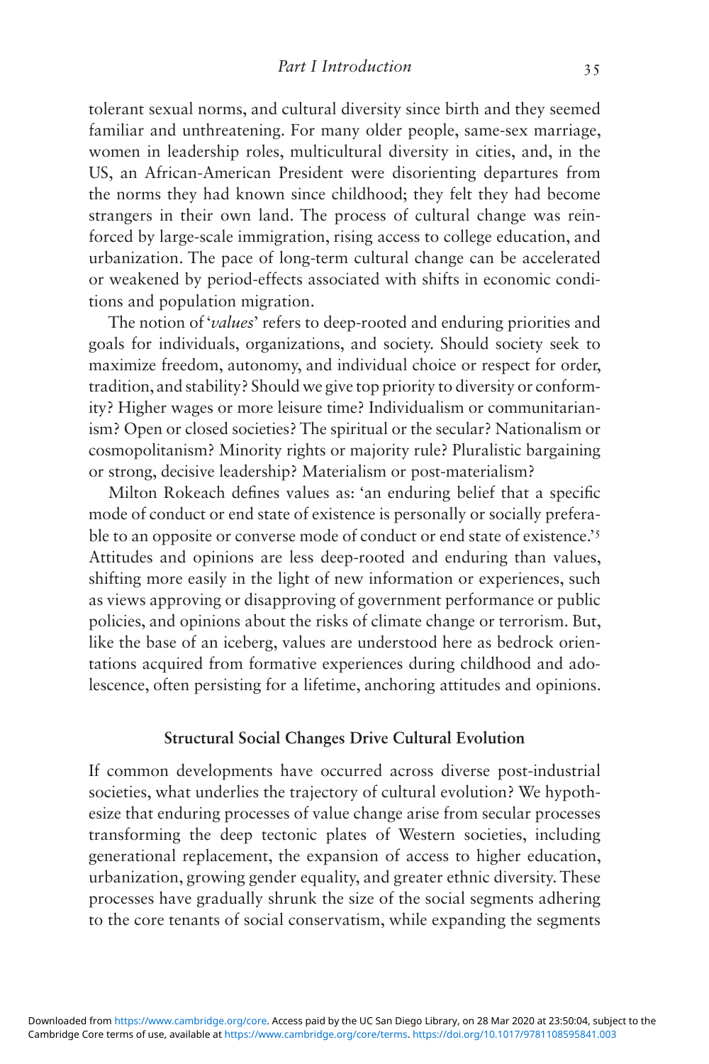tolerant sexual norms, and cultural diversity since birth and they seemed familiar and unthreatening. For many older people, same-sex marriage, women in leadership roles, multicultural diversity in cities, and, in the US, an African-American President were disorienting departures from the norms they had known since childhood; they felt they had become strangers in their own land. The process of cultural change was reinforced by large-scale immigration, rising access to college education, and urbanization. The pace of long-term cultural change can be accelerated or weakened by period-effects associated with shifts in economic conditions and population migration.

The notion of '*values*' refers to deep-rooted and enduring priorities and goals for individuals, organizations, and society. Should society seek to maximize freedom, autonomy, and individual choice or respect for order, tradition, and stability? Should we give top priority to diversity or conformity? Higher wages or more leisure time? Individualism or communitarianism? Open or closed societies? The spiritual or the secular? Nationalism or cosmopolitanism? Minority rights or majority rule? Pluralistic bargaining or strong, decisive leadership? Materialism or post-materialism?

Milton Rokeach defines values as: 'an enduring belief that a specific mode of conduct or end state of existence is personally or socially preferable to an opposite or converse mode of conduct or end state of existence.'[5] Attitudes and opinions are less deep-rooted and enduring than values, shifting more easily in the light of new information or experiences, such as views approving or disapproving of government performance or public policies, and opinions about the risks of climate change or terrorism. But, like the base of an iceberg, values are understood here as bedrock orientations acquired from formative experiences during childhood and adolescence, often persisting for a lifetime, anchoring attitudes and opinions.

## Structural Social Changes Drive Cultural Evolution

If common developments have occurred across diverse post-industrial societies, what underlies the trajectory of cultural evolution? We hypothesize that enduring processes of value change arise from secular processes transforming the deep tectonic plates of Western societies, including generational replacement, the expansion of access to higher education, urbanization, growing gender equality, and greater ethnic diversity. These processes have gradually shrunk the size of the social segments adhering to the core tenants of social conservatism, while expanding the segments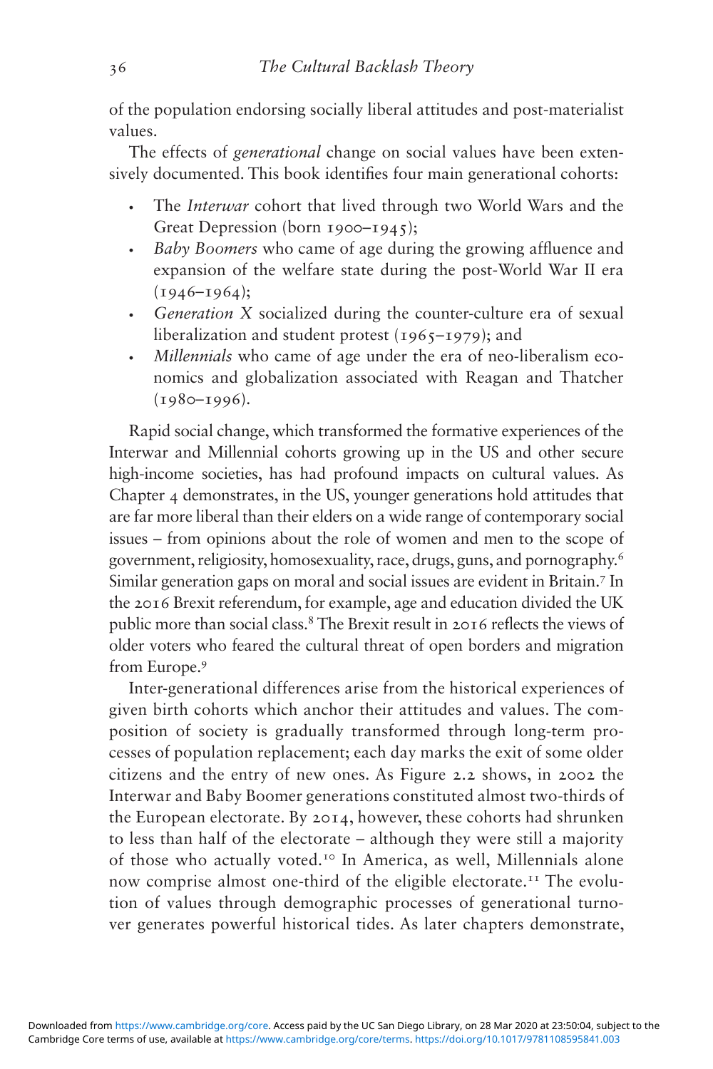of the population endorsing socially liberal attitudes and post-materialist values.

The effects of *generational* change on social values have been extensively documented. This book identifies four main generational cohorts:

- The *Interwar* cohort that lived through two World Wars and the Great Depression (born 1900–1945);
- *Baby Boomers* who came of age during the growing affluence and expansion of the welfare state during the post-World War II era (1946–1964);
- *Generation X* socialized during the counter-culture era of sexual liberalization and student protest (1965–1979); and
- *Millennials* who came of age under the era of neo-liberalism economics and globalization associated with Reagan and Thatcher (1980–1996).

Rapid social change, which transformed the formative experiences of the Interwar and Millennial cohorts growing up in the US and other secure high-income societies, has had profound impacts on cultural values. As Chapter 4 demonstrates, in the US, younger generations hold attitudes that are far more liberal than their elders on a wide range of contemporary social issues – from opinions about the role of women and men to the scope of government, religiosity, homosexuality, race, drugs, guns, and pornography.[6] Similar generation gaps on moral and social issues are evident in Britain.[7] In the 2016 Brexit referendum, for example, age and education divided the UK public more than social class.[8] The Brexit result in 2016 reflects the views of older voters who feared the cultural threat of open borders and migration from Europe.[9]

Inter-generational differences arise from the historical experiences of given birth cohorts which anchor their attitudes and values. The composition of society is gradually transformed through long-term processes of population replacement; each day marks the exit of some older citizens and the entry of new ones. As Figure 2.2 shows, in 2002 the Interwar and Baby Boomer generations constituted almost two-thirds of the European electorate. By 2014, however, these cohorts had shrunken to less than half of the electorate – although they were still a majority of those who actually voted.[10] In America, as well, Millennials alone now comprise almost one-third of the eligible electorate.[11] The evolution of values through demographic processes of generational turnover generates powerful historical tides. As later chapters demonstrate,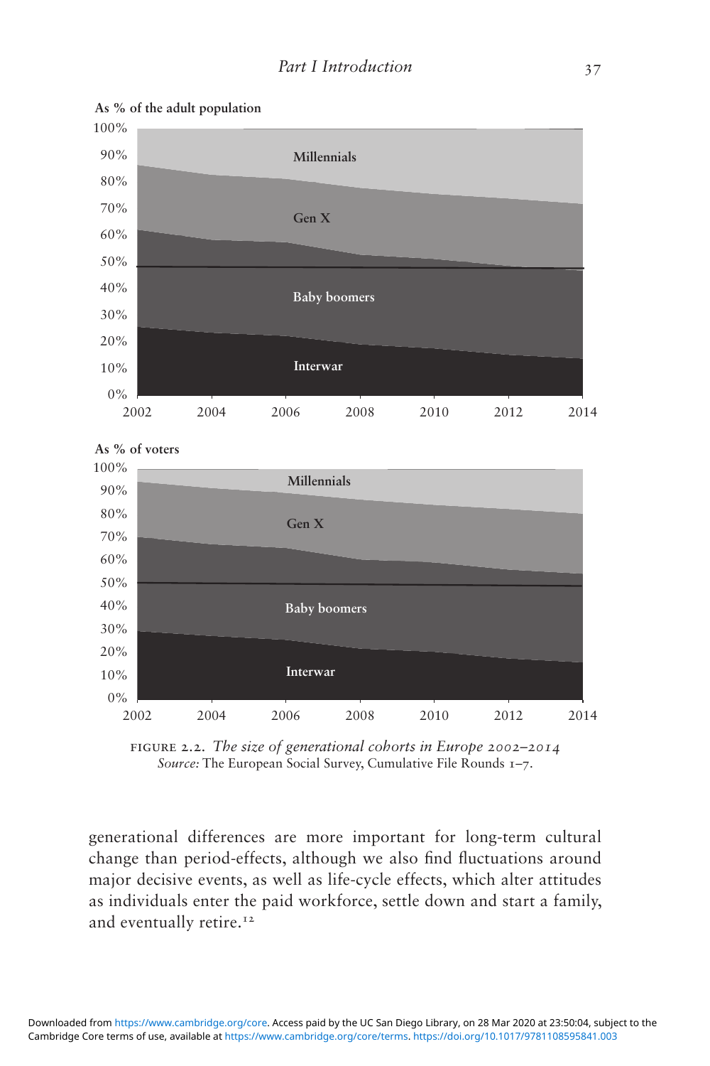FIGURE 2.2. *The size of generational cohorts in Europe 2002–2014*
*Source:* The European Social Survey, Cumulative File Rounds 1–7.

generational differences are more important for long-term cultural change than period-effects, although we also find fluctuations around major decisive events, as well as life-cycle effects, which alter attitudes as individuals enter the paid workforce, settle down and start a family, and eventually retire.[12]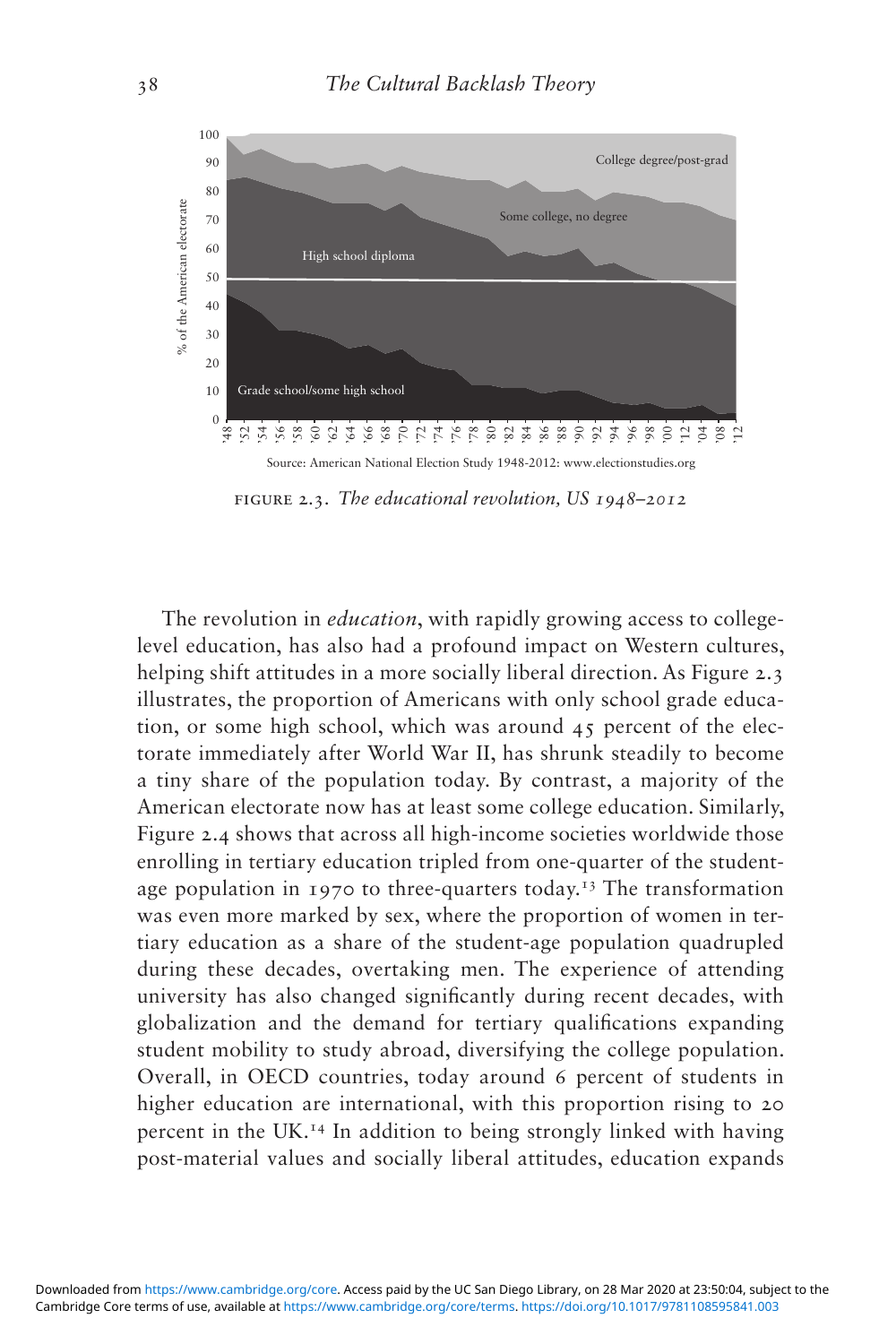Source: American National Election Study 1948-2012: www.electionstudies.org

FIGURE 2.3. *The educational revolution, US 1948–2012*

The revolution in *education*, with rapidly growing access to college-level education, has also had a profound impact on Western cultures, helping shift attitudes in a more socially liberal direction. As Figure 2.3 illustrates, the proportion of Americans with only school grade education, or some high school, which was around 45 percent of the electorate immediately after World War II, has shrunk steadily to become a tiny share of the population today. By contrast, a majority of the American electorate now has at least some college education. Similarly, Figure 2.4 shows that across all high-income societies worldwide those enrolling in tertiary education tripled from one-quarter of the student-age population in 1970 to three-quarters today.[13] The transformation was even more marked by sex, where the proportion of women in tertiary education as a share of the student-age population quadrupled during these decades, overtaking men. The experience of attending university has also changed significantly during recent decades, with globalization and the demand for tertiary qualifications expanding student mobility to study abroad, diversifying the college population. Overall, in OECD countries, today around 6 percent of students in higher education are international, with this proportion rising to 20 percent in the UK.[14] In addition to being strongly linked with having post-material values and socially liberal attitudes, education expands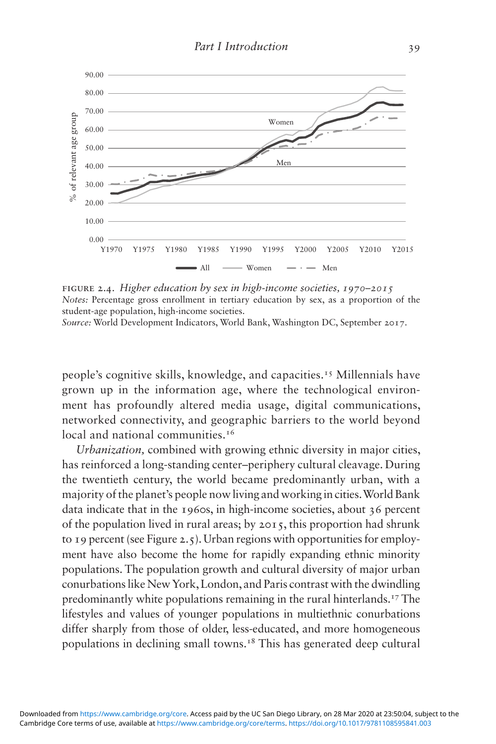FIGURE 2.4. *Higher education by sex in high-income societies, 1970–2015*
*Notes:* Percentage gross enrollment in tertiary education by sex, as a proportion of the student-age population, high-income societies.
*Source:* World Development Indicators, World Bank, Washington DC, September 2017.

people's cognitive skills, knowledge, and capacities.[15] Millennials have grown up in the information age, where the technological environment has profoundly altered media usage, digital communications, networked connectivity, and geographic barriers to the world beyond local and national communities.[16]

*Urbanization,* combined with growing ethnic diversity in major cities, has reinforced a long-standing center–periphery cultural cleavage. During the twentieth century, the world became predominantly urban, with a majority of the planet's people now living and working in cities. World Bank data indicate that in the 1960s, in high-income societies, about 36 percent of the population lived in rural areas; by 2015, this proportion had shrunk to 19 percent (see Figure 2.5). Urban regions with opportunities for employment have also become the home for rapidly expanding ethnic minority populations. The population growth and cultural diversity of major urban conurbations like New York, London, and Paris contrast with the dwindling predominantly white populations remaining in the rural hinterlands.[17] The lifestyles and values of younger populations in multiethnic conurbations differ sharply from those of older, less-educated, and more homogeneous populations in declining small towns.[18] This has generated deep cultural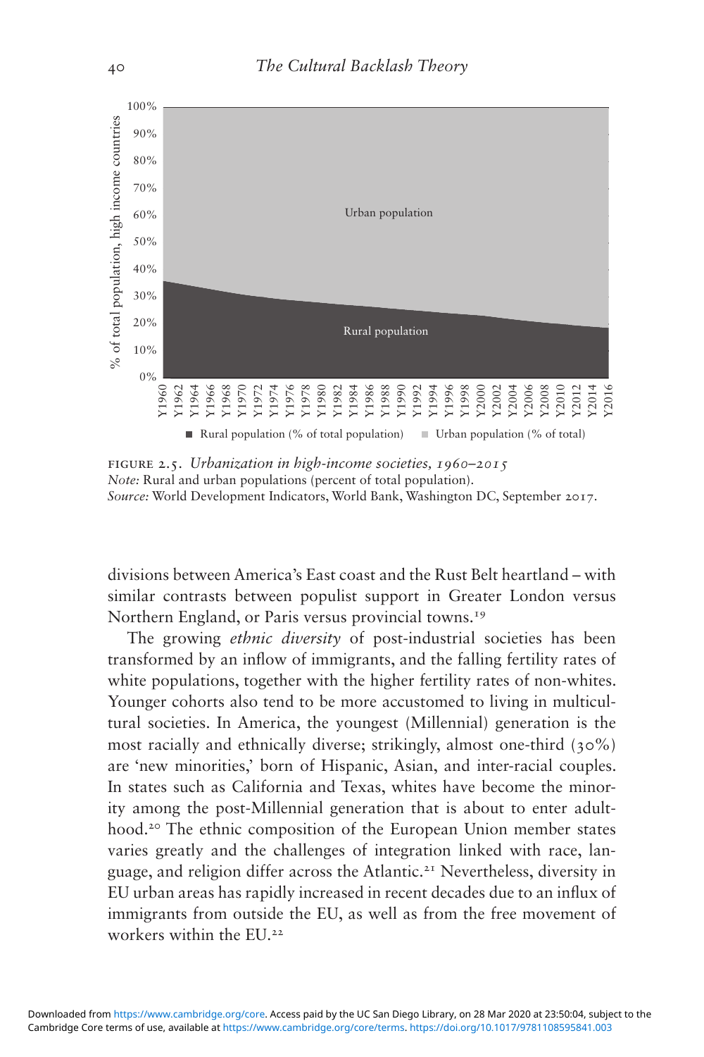FIGURE 2.5. *Urbanization in high-income societies, 1960–2015*
*Note:* Rural and urban populations (percent of total population).
*Source:* World Development Indicators, World Bank, Washington DC, September 2017.

divisions between America's East coast and the Rust Belt heartland – with similar contrasts between populist support in Greater London versus Northern England, or Paris versus provincial towns.[19]

The growing *ethnic diversity* of post-industrial societies has been transformed by an inflow of immigrants, and the falling fertility rates of white populations, together with the higher fertility rates of non-whites. Younger cohorts also tend to be more accustomed to living in multicultural societies. In America, the youngest (Millennial) generation is the most racially and ethnically diverse; strikingly, almost one-third (30%) are 'new minorities,' born of Hispanic, Asian, and inter-racial couples. In states such as California and Texas, whites have become the minority among the post-Millennial generation that is about to enter adulthood.[20] The ethnic composition of the European Union member states varies greatly and the challenges of integration linked with race, language, and religion differ across the Atlantic.[21] Nevertheless, diversity in EU urban areas has rapidly increased in recent decades due to an influx of immigrants from outside the EU, as well as from the free movement of workers within the EU.[22]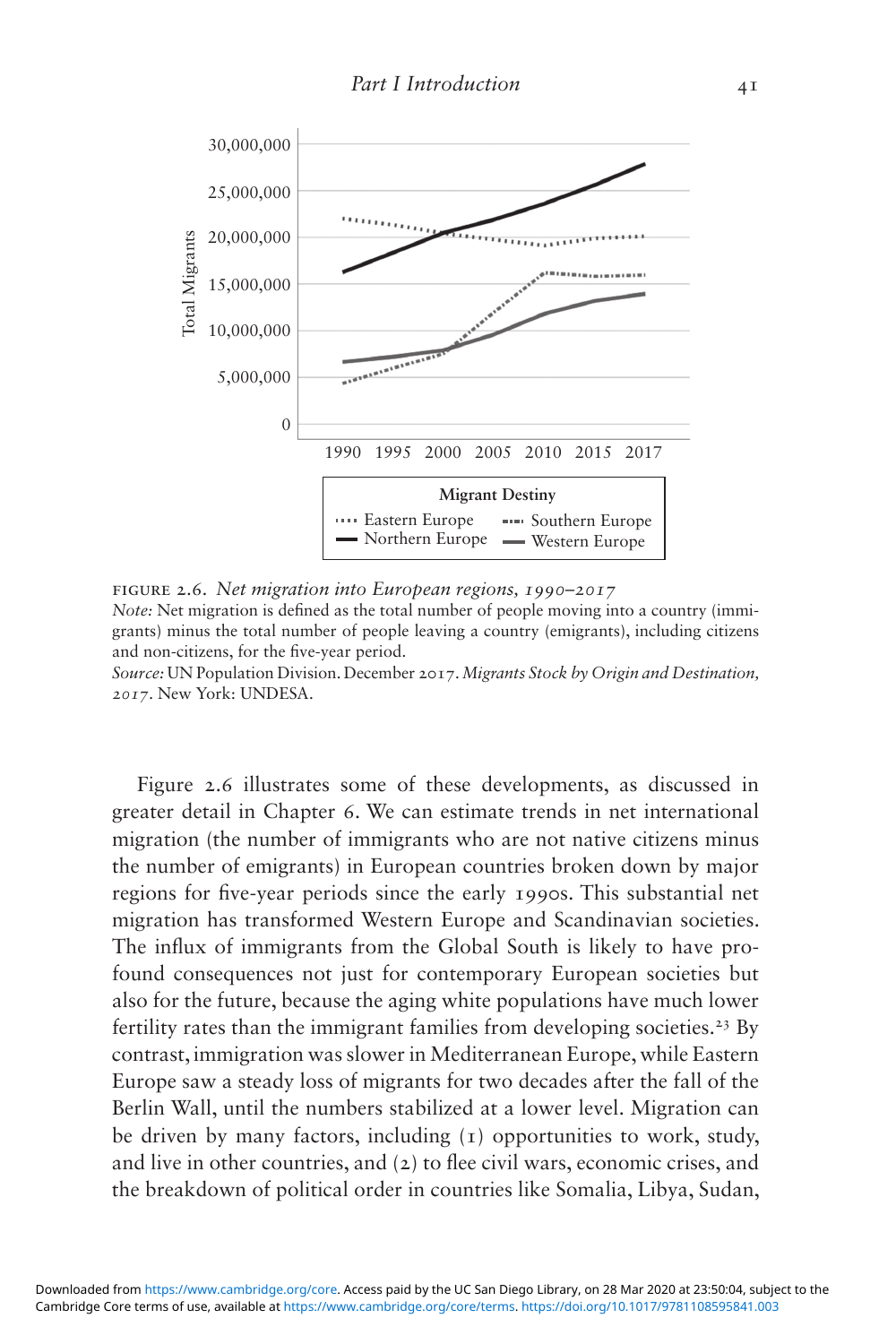FIGURE 2.6. *Net migration into European regions, 1990–2017*

*Note:* Net migration is defined as the total number of people moving into a country (immigrants) minus the total number of people leaving a country (emigrants), including citizens and non-citizens, for the five-year period.

*Source:* UN Population Division. December 2017. *Migrants Stock by Origin and Destination, 2017*. New York: UNDESA.

Figure 2.6 illustrates some of these developments, as discussed in greater detail in Chapter 6. We can estimate trends in net international migration (the number of immigrants who are not native citizens minus the number of emigrants) in European countries broken down by major regions for five-year periods since the early 1990s. This substantial net migration has transformed Western Europe and Scandinavian societies. The influx of immigrants from the Global South is likely to have profound consequences not just for contemporary European societies but also for the future, because the aging white populations have much lower fertility rates than the immigrant families from developing societies.[23] By contrast, immigration was slower in Mediterranean Europe, while Eastern Europe saw a steady loss of migrants for two decades after the fall of the Berlin Wall, until the numbers stabilized at a lower level. Migration can be driven by many factors, including (1) opportunities to work, study, and live in other countries, and (2) to flee civil wars, economic crises, and the breakdown of political order in countries like Somalia, Libya, Sudan,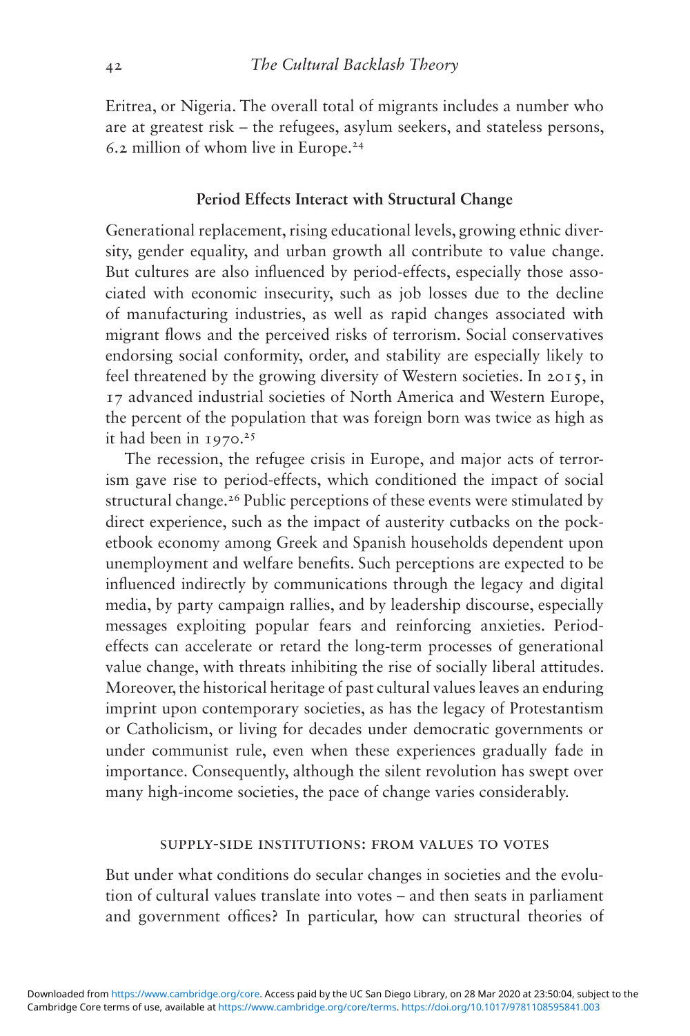Eritrea, or Nigeria. The overall total of migrants includes a number who are at greatest risk – the refugees, asylum seekers, and stateless persons, 6.2 million of whom live in Europe.[24]

### Period Effects Interact with Structural Change

Generational replacement, rising educational levels, growing ethnic diversity, gender equality, and urban growth all contribute to value change. But cultures are also influenced by period-effects, especially those associated with economic insecurity, such as job losses due to the decline of manufacturing industries, as well as rapid changes associated with migrant flows and the perceived risks of terrorism. Social conservatives endorsing social conformity, order, and stability are especially likely to feel threatened by the growing diversity of Western societies. In 2015, in 17 advanced industrial societies of North America and Western Europe, the percent of the population that was foreign born was twice as high as it had been in 1970.[25]

The recession, the refugee crisis in Europe, and major acts of terrorism gave rise to period-effects, which conditioned the impact of social structural change.[26] Public perceptions of these events were stimulated by direct experience, such as the impact of austerity cutbacks on the pocketbook economy among Greek and Spanish households dependent upon unemployment and welfare benefits. Such perceptions are expected to be influenced indirectly by communications through the legacy and digital media, by party campaign rallies, and by leadership discourse, especially messages exploiting popular fears and reinforcing anxieties. Period-effects can accelerate or retard the long-term processes of generational value change, with threats inhibiting the rise of socially liberal attitudes. Moreover, the historical heritage of past cultural values leaves an enduring imprint upon contemporary societies, as has the legacy of Protestantism or Catholicism, or living for decades under democratic governments or under communist rule, even when these experiences gradually fade in importance. Consequently, although the silent revolution has swept over many high-income societies, the pace of change varies considerably.

## SUPPLY-SIDE INSTITUTIONS: FROM VALUES TO VOTES

But under what conditions do secular changes in societies and the evolution of cultural values translate into votes – and then seats in parliament and government offices? In particular, how can structural theories of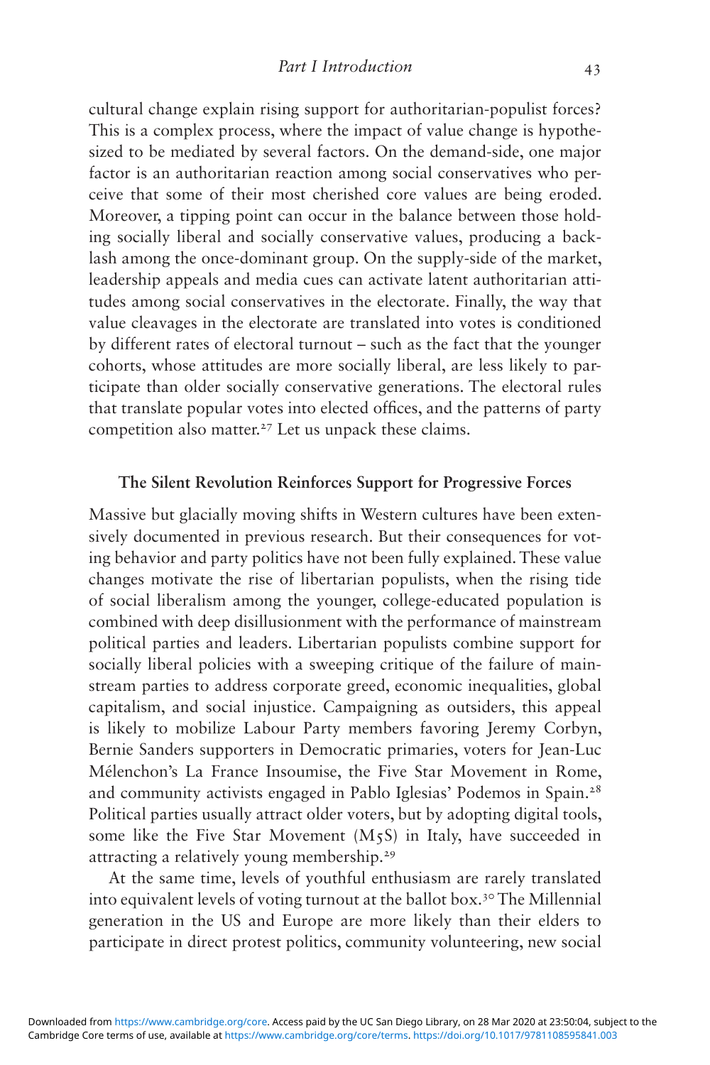cultural change explain rising support for authoritarian-populist forces? This is a complex process, where the impact of value change is hypothesized to be mediated by several factors. On the demand-side, one major factor is an authoritarian reaction among social conservatives who perceive that some of their most cherished core values are being eroded. Moreover, a tipping point can occur in the balance between those holding socially liberal and socially conservative values, producing a backlash among the once-dominant group. On the supply-side of the market, leadership appeals and media cues can activate latent authoritarian attitudes among social conservatives in the electorate. Finally, the way that value cleavages in the electorate are translated into votes is conditioned by different rates of electoral turnout – such as the fact that the younger cohorts, whose attitudes are more socially liberal, are less likely to participate than older socially conservative generations. The electoral rules that translate popular votes into elected offices, and the patterns of party competition also matter.[27] Let us unpack these claims.

### The Silent Revolution Reinforces Support for Progressive Forces

Massive but glacially moving shifts in Western cultures have been extensively documented in previous research. But their consequences for voting behavior and party politics have not been fully explained. These value changes motivate the rise of libertarian populists, when the rising tide of social liberalism among the younger, college-educated population is combined with deep disillusionment with the performance of mainstream political parties and leaders. Libertarian populists combine support for socially liberal policies with a sweeping critique of the failure of mainstream parties to address corporate greed, economic inequalities, global capitalism, and social injustice. Campaigning as outsiders, this appeal is likely to mobilize Labour Party members favoring Jeremy Corbyn, Bernie Sanders supporters in Democratic primaries, voters for Jean-Luc Mélenchon's La France Insoumise, the Five Star Movement in Rome, and community activists engaged in Pablo Iglesias' Podemos in Spain.[28] Political parties usually attract older voters, but by adopting digital tools, some like the Five Star Movement (M5S) in Italy, have succeeded in attracting a relatively young membership.[29]

At the same time, levels of youthful enthusiasm are rarely translated into equivalent levels of voting turnout at the ballot box.[30] The Millennial generation in the US and Europe are more likely than their elders to participate in direct protest politics, community volunteering, new social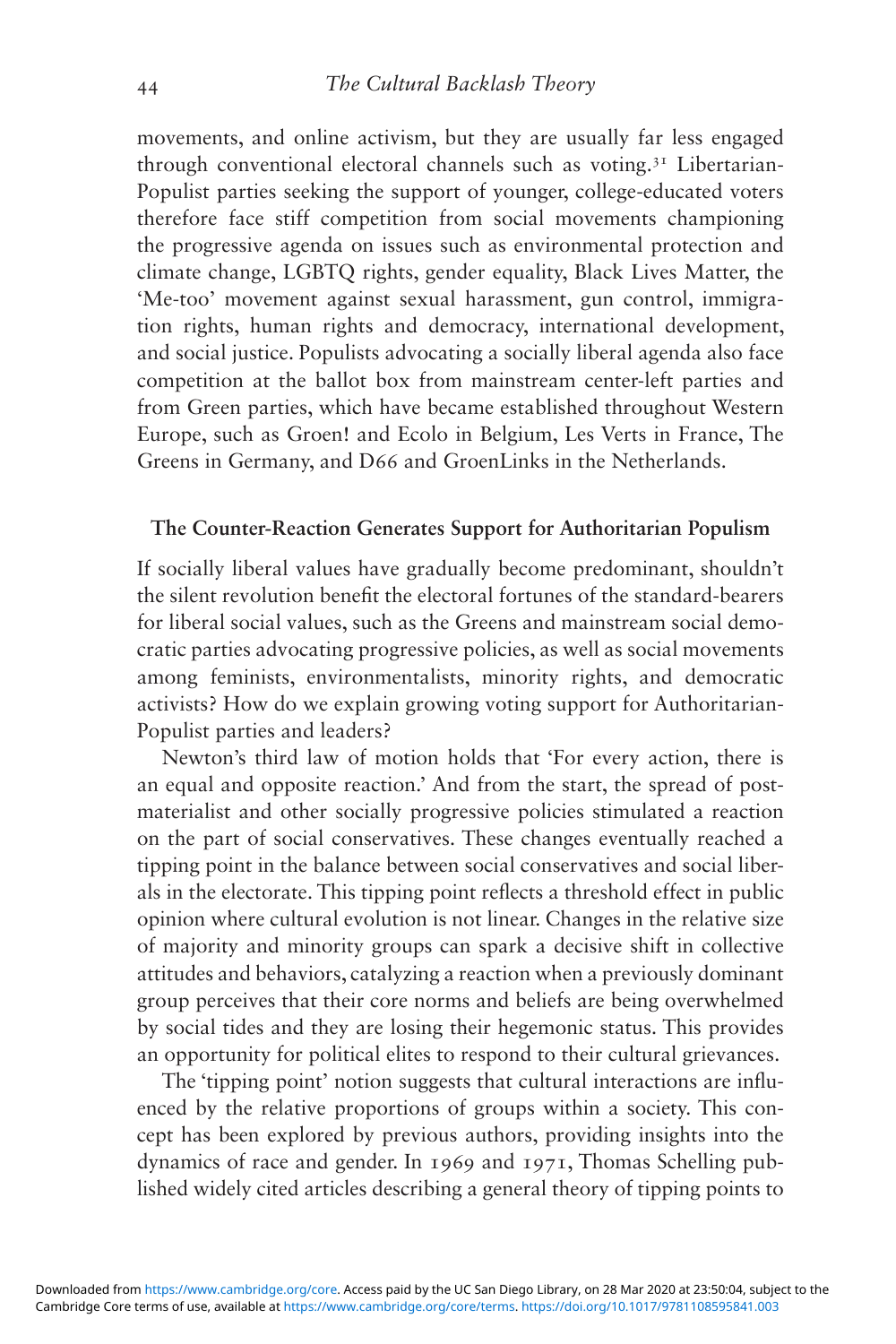movements, and online activism, but they are usually far less engaged through conventional electoral channels such as voting.[31] Libertarian-Populist parties seeking the support of younger, college-educated voters therefore face stiff competition from social movements championing the progressive agenda on issues such as environmental protection and climate change, LGBTQ rights, gender equality, Black Lives Matter, the 'Me-too' movement against sexual harassment, gun control, immigration rights, human rights and democracy, international development, and social justice. Populists advocating a socially liberal agenda also face competition at the ballot box from mainstream center-left parties and from Green parties, which have became established throughout Western Europe, such as Groen! and Ecolo in Belgium, Les Verts in France, The Greens in Germany, and D66 and GroenLinks in the Netherlands.

### The Counter-Reaction Generates Support for Authoritarian Populism

If socially liberal values have gradually become predominant, shouldn't the silent revolution benefit the electoral fortunes of the standard-bearers for liberal social values, such as the Greens and mainstream social democratic parties advocating progressive policies, as well as social movements among feminists, environmentalists, minority rights, and democratic activists? How do we explain growing voting support for Authoritarian-Populist parties and leaders?

Newton's third law of motion holds that 'For every action, there is an equal and opposite reaction.' And from the start, the spread of post-materialist and other socially progressive policies stimulated a reaction on the part of social conservatives. These changes eventually reached a tipping point in the balance between social conservatives and social liberals in the electorate. This tipping point reflects a threshold effect in public opinion where cultural evolution is not linear. Changes in the relative size of majority and minority groups can spark a decisive shift in collective attitudes and behaviors, catalyzing a reaction when a previously dominant group perceives that their core norms and beliefs are being overwhelmed by social tides and they are losing their hegemonic status. This provides an opportunity for political elites to respond to their cultural grievances.

The 'tipping point' notion suggests that cultural interactions are influenced by the relative proportions of groups within a society. This concept has been explored by previous authors, providing insights into the dynamics of race and gender. In 1969 and 1971, Thomas Schelling published widely cited articles describing a general theory of tipping points to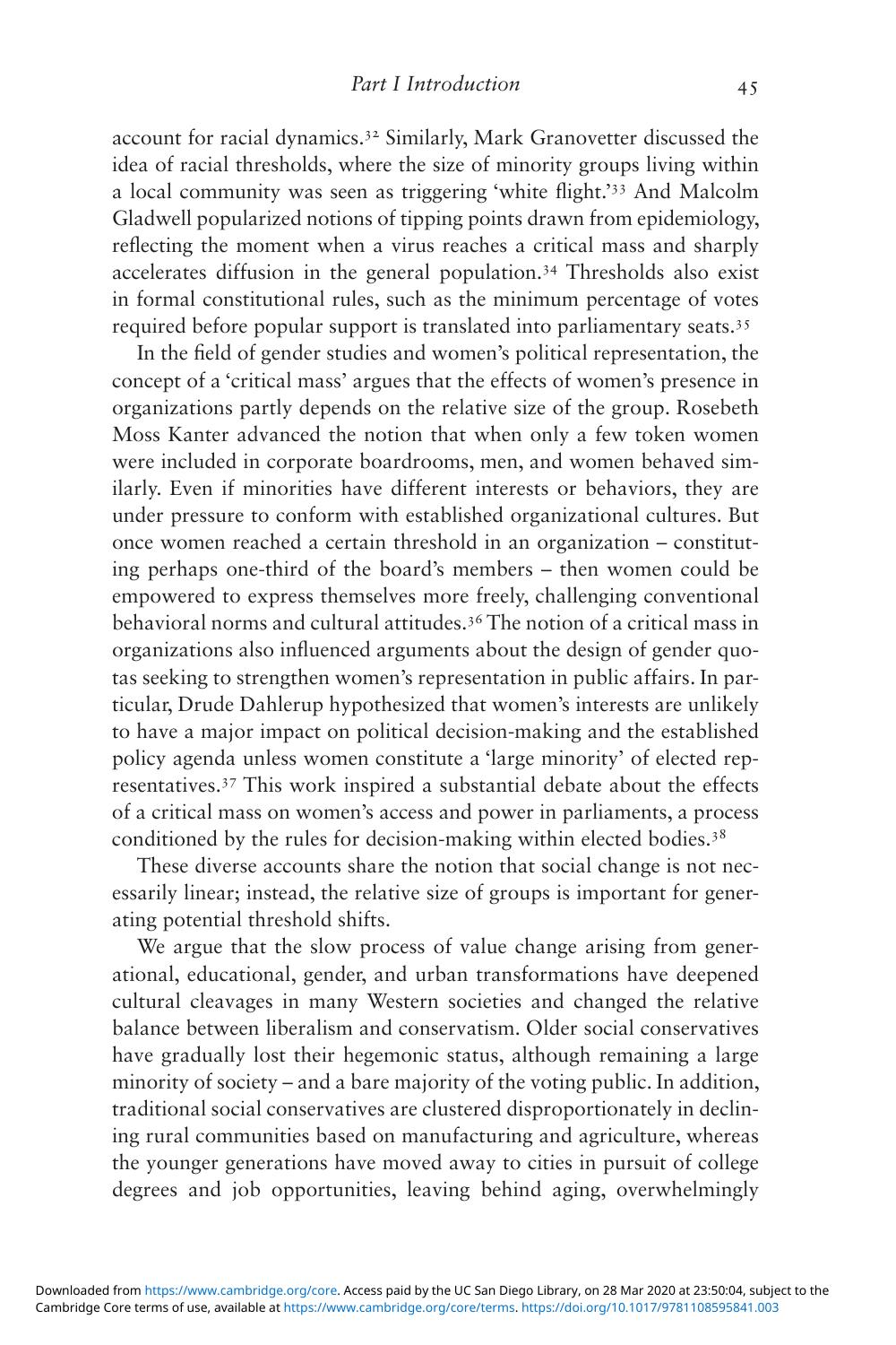account for racial dynamics.[32] Similarly, Mark Granovetter discussed the idea of racial thresholds, where the size of minority groups living within a local community was seen as triggering 'white flight.'[33] And Malcolm Gladwell popularized notions of tipping points drawn from epidemiology, reflecting the moment when a virus reaches a critical mass and sharply accelerates diffusion in the general population.[34] Thresholds also exist in formal constitutional rules, such as the minimum percentage of votes required before popular support is translated into parliamentary seats.[35]

In the field of gender studies and women's political representation, the concept of a 'critical mass' argues that the effects of women's presence in organizations partly depends on the relative size of the group. Rosebeth Moss Kanter advanced the notion that when only a few token women were included in corporate boardrooms, men, and women behaved similarly. Even if minorities have different interests or behaviors, they are under pressure to conform with established organizational cultures. But once women reached a certain threshold in an organization – constituting perhaps one-third of the board's members – then women could be empowered to express themselves more freely, challenging conventional behavioral norms and cultural attitudes.[36] The notion of a critical mass in organizations also influenced arguments about the design of gender quotas seeking to strengthen women's representation in public affairs. In particular, Drude Dahlerup hypothesized that women's interests are unlikely to have a major impact on political decision-making and the established policy agenda unless women constitute a 'large minority' of elected representatives.[37] This work inspired a substantial debate about the effects of a critical mass on women's access and power in parliaments, a process conditioned by the rules for decision-making within elected bodies.[38]

These diverse accounts share the notion that social change is not necessarily linear; instead, the relative size of groups is important for generating potential threshold shifts.

We argue that the slow process of value change arising from generational, educational, gender, and urban transformations have deepened cultural cleavages in many Western societies and changed the relative balance between liberalism and conservatism. Older social conservatives have gradually lost their hegemonic status, although remaining a large minority of society – and a bare majority of the voting public. In addition, traditional social conservatives are clustered disproportionately in declining rural communities based on manufacturing and agriculture, whereas the younger generations have moved away to cities in pursuit of college degrees and job opportunities, leaving behind aging, overwhelmingly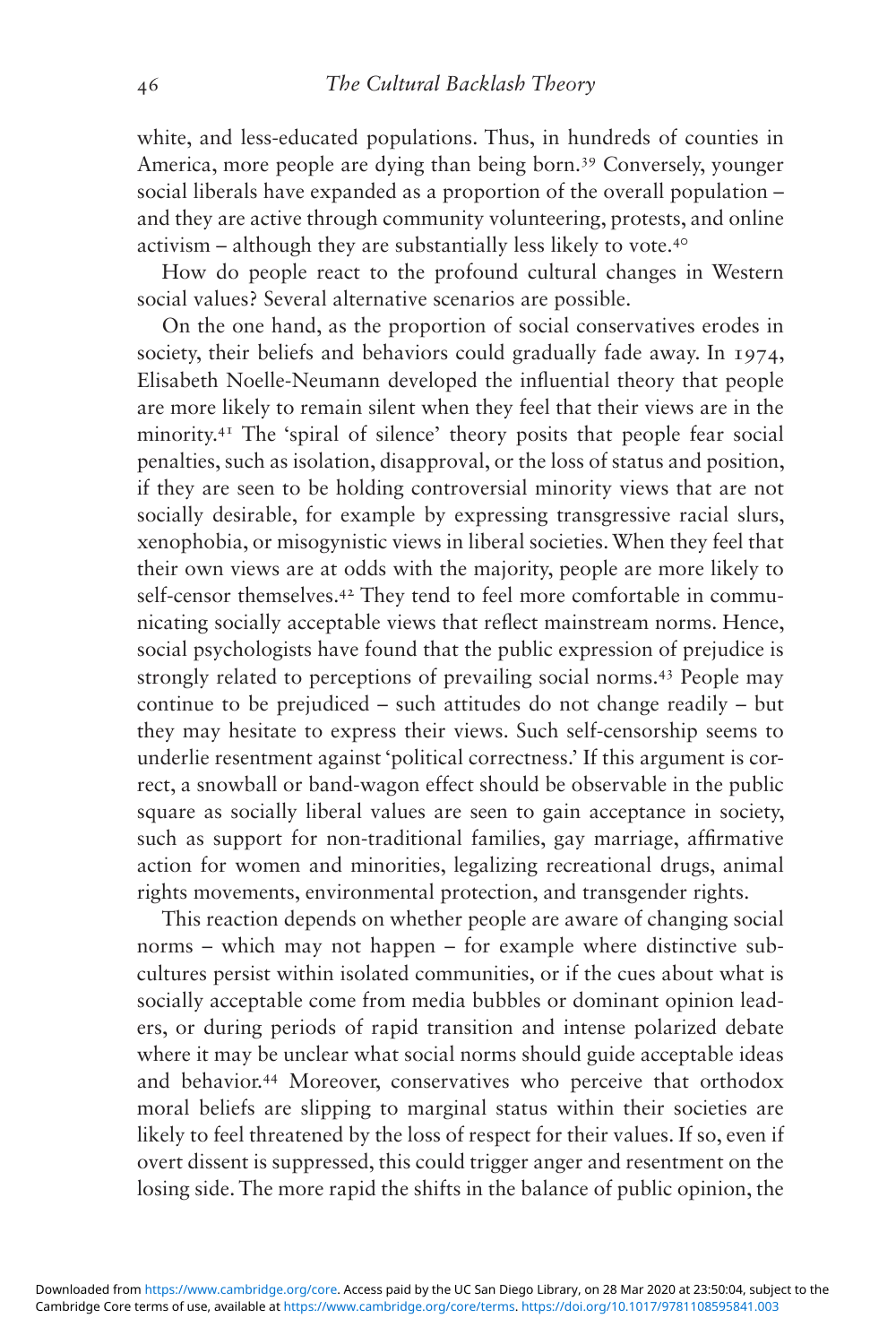white, and less-educated populations. Thus, in hundreds of counties in America, more people are dying than being born.[39] Conversely, younger social liberals have expanded as a proportion of the overall population – and they are active through community volunteering, protests, and online activism – although they are substantially less likely to vote.[40]

How do people react to the profound cultural changes in Western social values? Several alternative scenarios are possible.

On the one hand, as the proportion of social conservatives erodes in society, their beliefs and behaviors could gradually fade away. In 1974, Elisabeth Noelle-Neumann developed the influential theory that people are more likely to remain silent when they feel that their views are in the minority.[41] The 'spiral of silence' theory posits that people fear social penalties, such as isolation, disapproval, or the loss of status and position, if they are seen to be holding controversial minority views that are not socially desirable, for example by expressing transgressive racial slurs, xenophobia, or misogynistic views in liberal societies. When they feel that their own views are at odds with the majority, people are more likely to self-censor themselves.[42] They tend to feel more comfortable in communicating socially acceptable views that reflect mainstream norms. Hence, social psychologists have found that the public expression of prejudice is strongly related to perceptions of prevailing social norms.[43] People may continue to be prejudiced – such attitudes do not change readily – but they may hesitate to express their views. Such self-censorship seems to underlie resentment against 'political correctness.' If this argument is correct, a snowball or band-wagon effect should be observable in the public square as socially liberal values are seen to gain acceptance in society, such as support for non-traditional families, gay marriage, affirmative action for women and minorities, legalizing recreational drugs, animal rights movements, environmental protection, and transgender rights.

This reaction depends on whether people are aware of changing social norms – which may not happen – for example where distinctive subcultures persist within isolated communities, or if the cues about what is socially acceptable come from media bubbles or dominant opinion leaders, or during periods of rapid transition and intense polarized debate where it may be unclear what social norms should guide acceptable ideas and behavior.[44] Moreover, conservatives who perceive that orthodox moral beliefs are slipping to marginal status within their societies are likely to feel threatened by the loss of respect for their values. If so, even if overt dissent is suppressed, this could trigger anger and resentment on the losing side. The more rapid the shifts in the balance of public opinion, the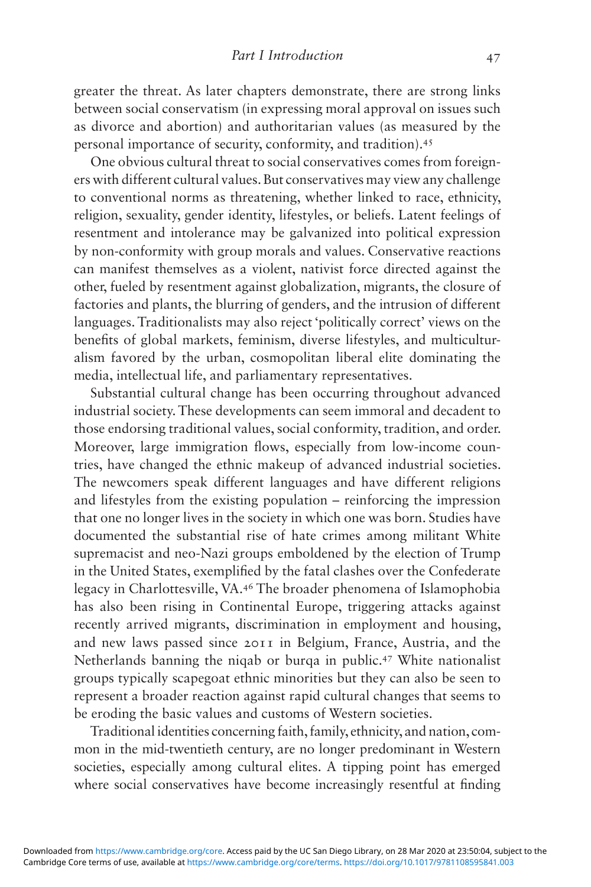greater the threat. As later chapters demonstrate, there are strong links between social conservatism (in expressing moral approval on issues such as divorce and abortion) and authoritarian values (as measured by the personal importance of security, conformity, and tradition).[45]

One obvious cultural threat to social conservatives comes from foreigners with different cultural values. But conservatives may view any challenge to conventional norms as threatening, whether linked to race, ethnicity, religion, sexuality, gender identity, lifestyles, or beliefs. Latent feelings of resentment and intolerance may be galvanized into political expression by non-conformity with group morals and values. Conservative reactions can manifest themselves as a violent, nativist force directed against the other, fueled by resentment against globalization, migrants, the closure of factories and plants, the blurring of genders, and the intrusion of different languages. Traditionalists may also reject 'politically correct' views on the benefits of global markets, feminism, diverse lifestyles, and multiculturalism favored by the urban, cosmopolitan liberal elite dominating the media, intellectual life, and parliamentary representatives.

Substantial cultural change has been occurring throughout advanced industrial society. These developments can seem immoral and decadent to those endorsing traditional values, social conformity, tradition, and order. Moreover, large immigration flows, especially from low-income countries, have changed the ethnic makeup of advanced industrial societies. The newcomers speak different languages and have different religions and lifestyles from the existing population – reinforcing the impression that one no longer lives in the society in which one was born. Studies have documented the substantial rise of hate crimes among militant White supremacist and neo-Nazi groups emboldened by the election of Trump in the United States, exemplified by the fatal clashes over the Confederate legacy in Charlottesville, VA.[46] The broader phenomena of Islamophobia has also been rising in Continental Europe, triggering attacks against recently arrived migrants, discrimination in employment and housing, and new laws passed since 2011 in Belgium, France, Austria, and the Netherlands banning the niqab or burqa in public.[47] White nationalist groups typically scapegoat ethnic minorities but they can also be seen to represent a broader reaction against rapid cultural changes that seems to be eroding the basic values and customs of Western societies.

Traditional identities concerning faith, family, ethnicity, and nation, common in the mid-twentieth century, are no longer predominant in Western societies, especially among cultural elites. A tipping point has emerged where social conservatives have become increasingly resentful at finding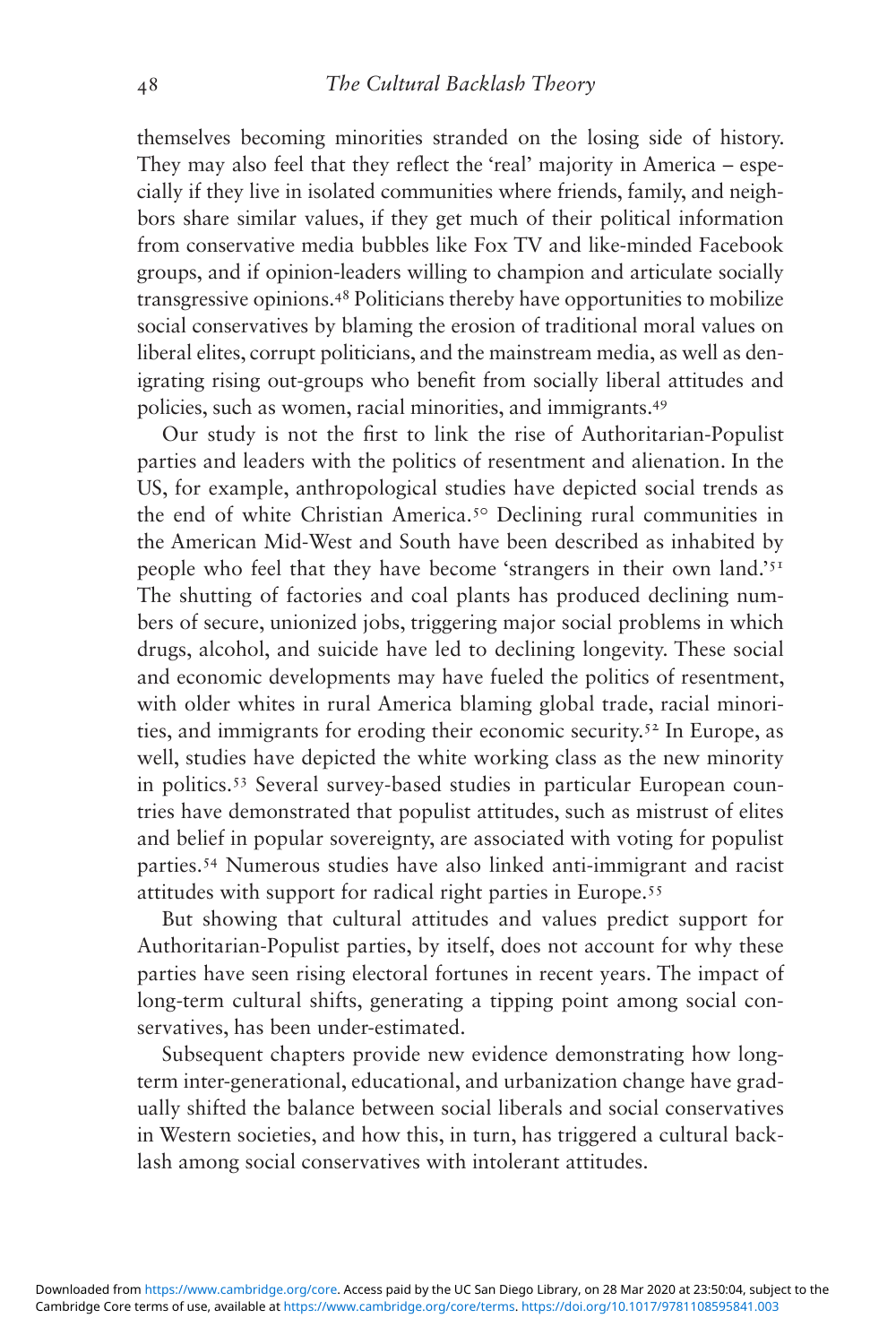themselves becoming minorities stranded on the losing side of history. They may also feel that they reflect the 'real' majority in America – especially if they live in isolated communities where friends, family, and neighbors share similar values, if they get much of their political information from conservative media bubbles like Fox TV and like-minded Facebook groups, and if opinion-leaders willing to champion and articulate socially transgressive opinions.[48] Politicians thereby have opportunities to mobilize social conservatives by blaming the erosion of traditional moral values on liberal elites, corrupt politicians, and the mainstream media, as well as denigrating rising out-groups who benefit from socially liberal attitudes and policies, such as women, racial minorities, and immigrants.[49]

Our study is not the first to link the rise of Authoritarian-Populist parties and leaders with the politics of resentment and alienation. In the US, for example, anthropological studies have depicted social trends as the end of white Christian America.[50] Declining rural communities in the American Mid-West and South have been described as inhabited by people who feel that they have become 'strangers in their own land.'[51] The shutting of factories and coal plants has produced declining numbers of secure, unionized jobs, triggering major social problems in which drugs, alcohol, and suicide have led to declining longevity. These social and economic developments may have fueled the politics of resentment, with older whites in rural America blaming global trade, racial minorities, and immigrants for eroding their economic security.[52] In Europe, as well, studies have depicted the white working class as the new minority in politics.[53] Several survey-based studies in particular European countries have demonstrated that populist attitudes, such as mistrust of elites and belief in popular sovereignty, are associated with voting for populist parties.[54] Numerous studies have also linked anti-immigrant and racist attitudes with support for radical right parties in Europe.[55]

But showing that cultural attitudes and values predict support for Authoritarian-Populist parties, by itself, does not account for why these parties have seen rising electoral fortunes in recent years. The impact of long-term cultural shifts, generating a tipping point among social conservatives, has been under-estimated.

Subsequent chapters provide new evidence demonstrating how long-term inter-generational, educational, and urbanization change have gradually shifted the balance between social liberals and social conservatives in Western societies, and how this, in turn, has triggered a cultural backlash among social conservatives with intolerant attitudes.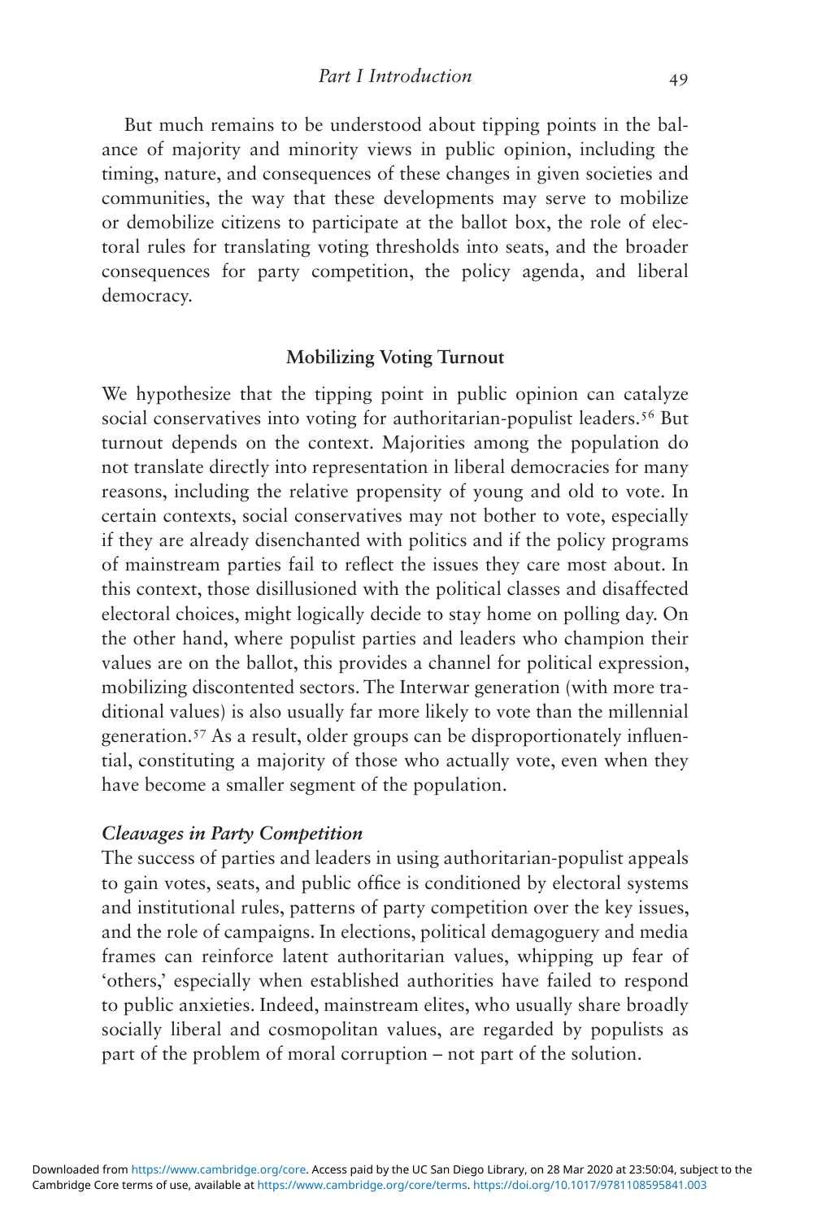But much remains to be understood about tipping points in the balance of majority and minority views in public opinion, including the timing, nature, and consequences of these changes in given societies and communities, the way that these developments may serve to mobilize or demobilize citizens to participate at the ballot box, the role of electoral rules for translating voting thresholds into seats, and the broader consequences for party competition, the policy agenda, and liberal democracy.

## Mobilizing Voting Turnout

We hypothesize that the tipping point in public opinion can catalyze social conservatives into voting for authoritarian-populist leaders.[56] But turnout depends on the context. Majorities among the population do not translate directly into representation in liberal democracies for many reasons, including the relative propensity of young and old to vote. In certain contexts, social conservatives may not bother to vote, especially if they are already disenchanted with politics and if the policy programs of mainstream parties fail to reflect the issues they care most about. In this context, those disillusioned with the political classes and disaffected electoral choices, might logically decide to stay home on polling day. On the other hand, where populist parties and leaders who champion their values are on the ballot, this provides a channel for political expression, mobilizing discontented sectors. The Interwar generation (with more traditional values) is also usually far more likely to vote than the millennial generation.[57] As a result, older groups can be disproportionately influential, constituting a majority of those who actually vote, even when they have become a smaller segment of the population.

### *Cleavages in Party Competition*

The success of parties and leaders in using authoritarian-populist appeals to gain votes, seats, and public office is conditioned by electoral systems and institutional rules, patterns of party competition over the key issues, and the role of campaigns. In elections, political demagoguery and media frames can reinforce latent authoritarian values, whipping up fear of 'others,' especially when established authorities have failed to respond to public anxieties. Indeed, mainstream elites, who usually share broadly socially liberal and cosmopolitan values, are regarded by populists as part of the problem of moral corruption – not part of the solution.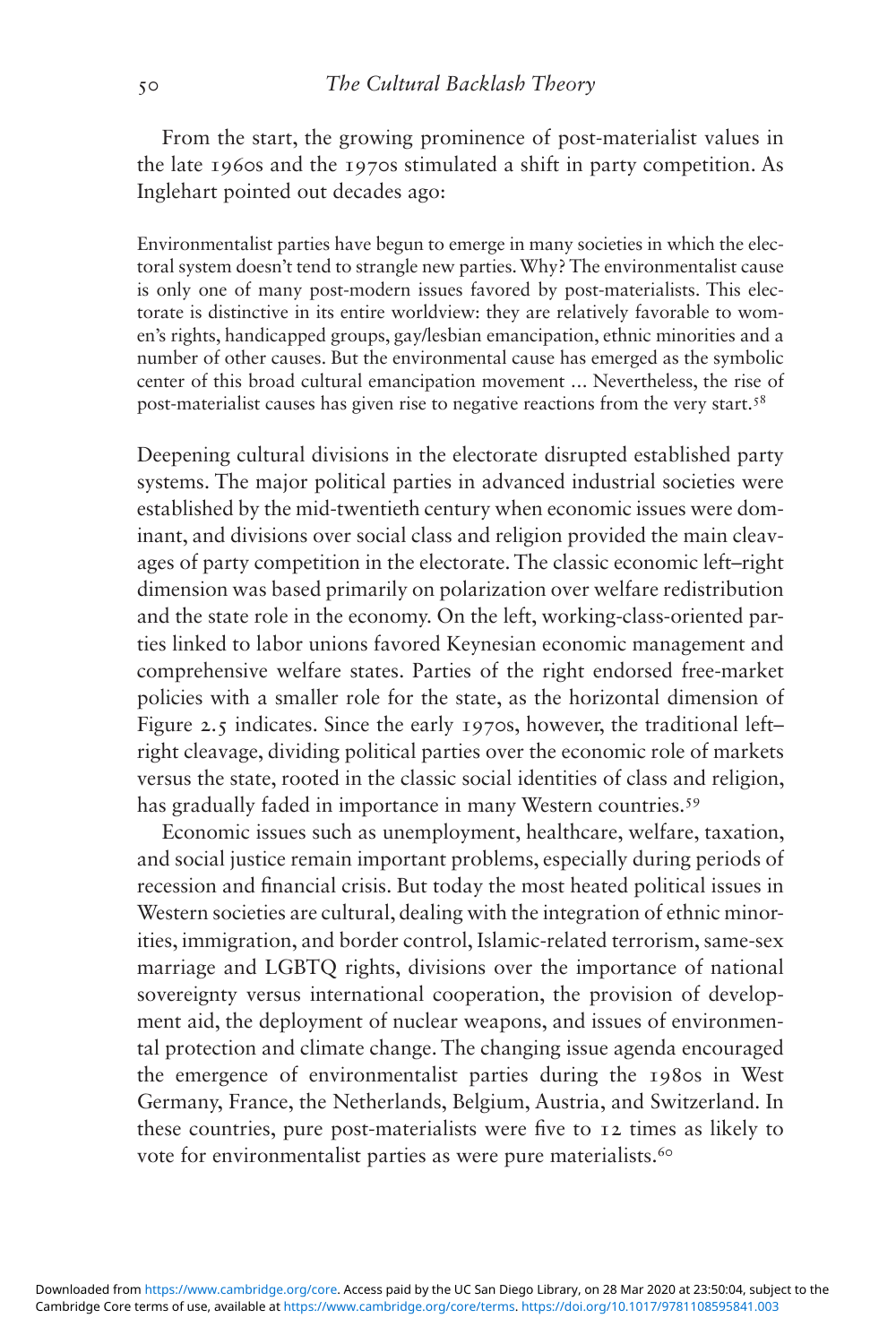From the start, the growing prominence of post-materialist values in the late 1960s and the 1970s stimulated a shift in party competition. As Inglehart pointed out decades ago:

> Environmentalist parties have begun to emerge in many societies in which the electoral system doesn't tend to strangle new parties. Why? The environmentalist cause is only one of many post-modern issues favored by post-materialists. This electorate is distinctive in its entire worldview: they are relatively favorable to women's rights, handicapped groups, gay/lesbian emancipation, ethnic minorities and a number of other causes. But the environmental cause has emerged as the symbolic center of this broad cultural emancipation movement ... Nevertheless, the rise of post-materialist causes has given rise to negative reactions from the very start.[58]

Deepening cultural divisions in the electorate disrupted established party systems. The major political parties in advanced industrial societies were established by the mid-twentieth century when economic issues were dominant, and divisions over social class and religion provided the main cleavages of party competition in the electorate. The classic economic left–right dimension was based primarily on polarization over welfare redistribution and the state role in the economy. On the left, working-class-oriented parties linked to labor unions favored Keynesian economic management and comprehensive welfare states. Parties of the right endorsed free-market policies with a smaller role for the state, as the horizontal dimension of Figure 2.5 indicates. Since the early 1970s, however, the traditional left–right cleavage, dividing political parties over the economic role of markets versus the state, rooted in the classic social identities of class and religion, has gradually faded in importance in many Western countries.[59]

Economic issues such as unemployment, healthcare, welfare, taxation, and social justice remain important problems, especially during periods of recession and financial crisis. But today the most heated political issues in Western societies are cultural, dealing with the integration of ethnic minorities, immigration, and border control, Islamic-related terrorism, same-sex marriage and LGBTQ rights, divisions over the importance of national sovereignty versus international cooperation, the provision of development aid, the deployment of nuclear weapons, and issues of environmental protection and climate change. The changing issue agenda encouraged the emergence of environmentalist parties during the 1980s in West Germany, France, the Netherlands, Belgium, Austria, and Switzerland. In these countries, pure post-materialists were five to 12 times as likely to vote for environmentalist parties as were pure materialists.[60]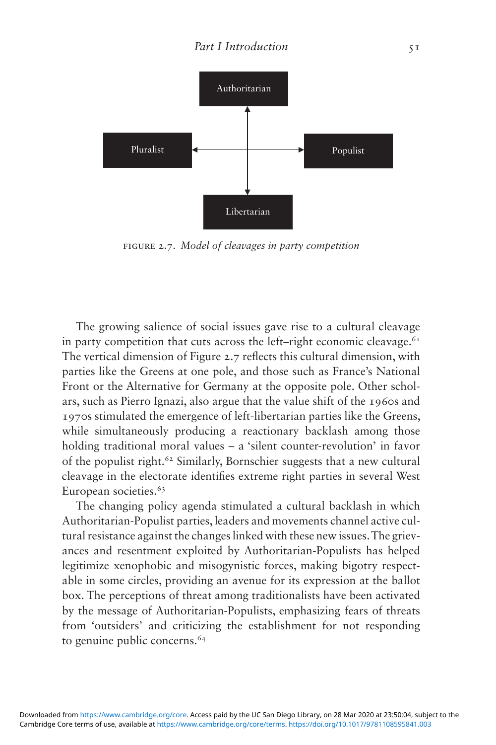Authoritarian

Pluralist — Populist

Libertarian

FIGURE 2.7. *Model of cleavages in party competition*

The growing salience of social issues gave rise to a cultural cleavage in party competition that cuts across the left–right economic cleavage.[61] The vertical dimension of Figure 2.7 reflects this cultural dimension, with parties like the Greens at one pole, and those such as France's National Front or the Alternative for Germany at the opposite pole. Other scholars, such as Pierro Ignazi, also argue that the value shift of the 1960s and 1970s stimulated the emergence of left-libertarian parties like the Greens, while simultaneously producing a reactionary backlash among those holding traditional moral values – a 'silent counter-revolution' in favor of the populist right.[62] Similarly, Bornschier suggests that a new cultural cleavage in the electorate identifies extreme right parties in several West European societies.[63]

The changing policy agenda stimulated a cultural backlash in which Authoritarian-Populist parties, leaders and movements channel active cultural resistance against the changes linked with these new issues. The grievances and resentment exploited by Authoritarian-Populists has helped legitimize xenophobic and misogynistic forces, making bigotry respectable in some circles, providing an avenue for its expression at the ballot box. The perceptions of threat among traditionalists have been activated by the message of Authoritarian-Populists, emphasizing fears of threats from 'outsiders' and criticizing the establishment for not responding to genuine public concerns.[64]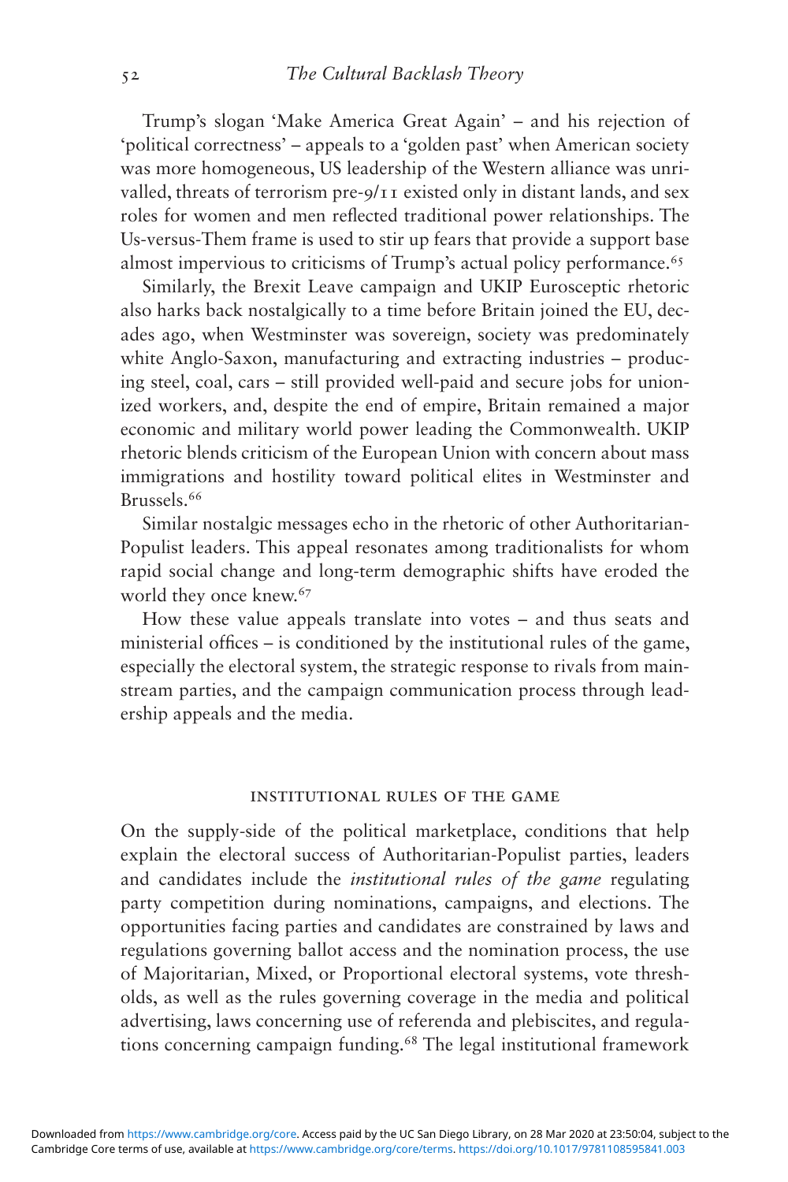Trump's slogan 'Make America Great Again' – and his rejection of 'political correctness' – appeals to a 'golden past' when American society was more homogeneous, US leadership of the Western alliance was unrivalled, threats of terrorism pre-9/11 existed only in distant lands, and sex roles for women and men reflected traditional power relationships. The Us-versus-Them frame is used to stir up fears that provide a support base almost impervious to criticisms of Trump's actual policy performance.[65]

Similarly, the Brexit Leave campaign and UKIP Eurosceptic rhetoric also harks back nostalgically to a time before Britain joined the EU, decades ago, when Westminster was sovereign, society was predominately white Anglo-Saxon, manufacturing and extracting industries – producing steel, coal, cars – still provided well-paid and secure jobs for unionized workers, and, despite the end of empire, Britain remained a major economic and military world power leading the Commonwealth. UKIP rhetoric blends criticism of the European Union with concern about mass immigrations and hostility toward political elites in Westminster and Brussels.[66]

Similar nostalgic messages echo in the rhetoric of other Authoritarian-Populist leaders. This appeal resonates among traditionalists for whom rapid social change and long-term demographic shifts have eroded the world they once knew.[67]

How these value appeals translate into votes – and thus seats and ministerial offices – is conditioned by the institutional rules of the game, especially the electoral system, the strategic response to rivals from mainstream parties, and the campaign communication process through leadership appeals and the media.

## INSTITUTIONAL RULES OF THE GAME

On the supply-side of the political marketplace, conditions that help explain the electoral success of Authoritarian-Populist parties, leaders and candidates include the *institutional rules of the game* regulating party competition during nominations, campaigns, and elections. The opportunities facing parties and candidates are constrained by laws and regulations governing ballot access and the nomination process, the use of Majoritarian, Mixed, or Proportional electoral systems, vote thresholds, as well as the rules governing coverage in the media and political advertising, laws concerning use of referenda and plebiscites, and regulations concerning campaign funding.[68] The legal institutional framework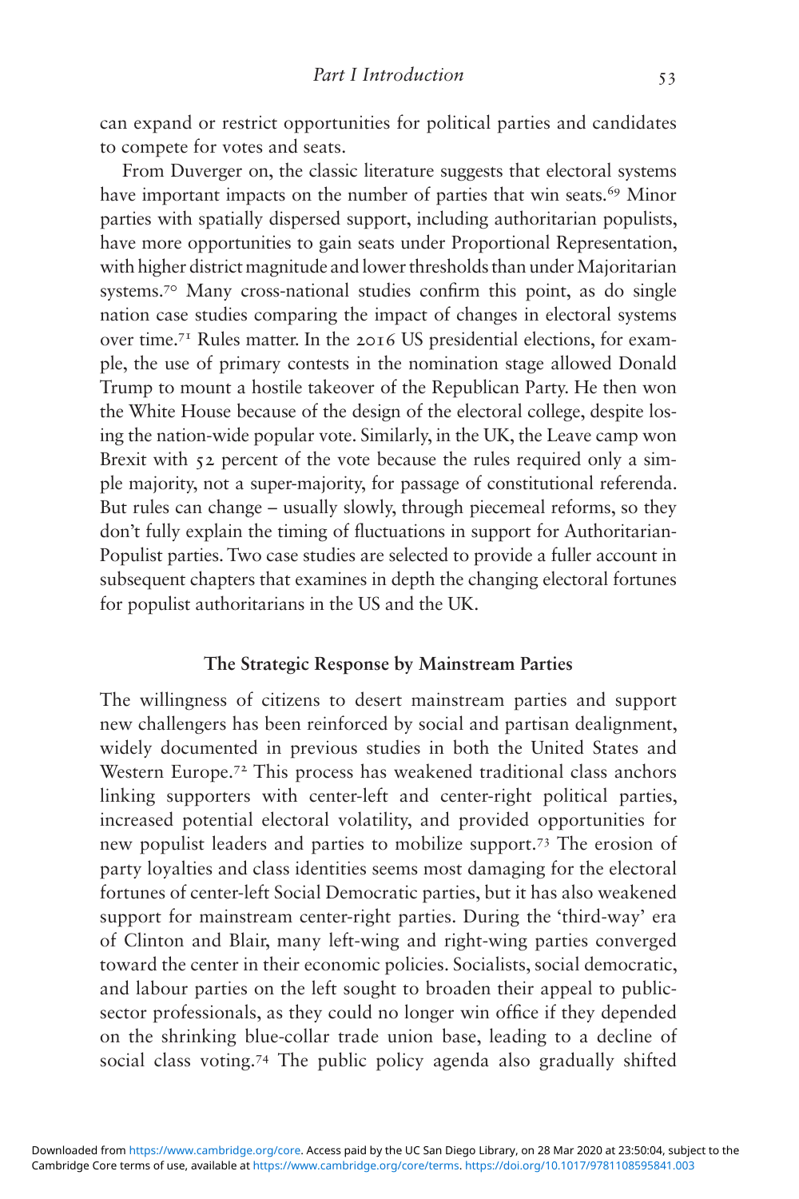can expand or restrict opportunities for political parties and candidates to compete for votes and seats.

From Duverger on, the classic literature suggests that electoral systems have important impacts on the number of parties that win seats.[69] Minor parties with spatially dispersed support, including authoritarian populists, have more opportunities to gain seats under Proportional Representation, with higher district magnitude and lower thresholds than under Majoritarian systems.[70] Many cross-national studies confirm this point, as do single nation case studies comparing the impact of changes in electoral systems over time.[71] Rules matter. In the 2016 US presidential elections, for example, the use of primary contests in the nomination stage allowed Donald Trump to mount a hostile takeover of the Republican Party. He then won the White House because of the design of the electoral college, despite losing the nation-wide popular vote. Similarly, in the UK, the Leave camp won Brexit with 52 percent of the vote because the rules required only a simple majority, not a super-majority, for passage of constitutional referenda. But rules can change – usually slowly, through piecemeal reforms, so they don't fully explain the timing of fluctuations in support for Authoritarian-Populist parties. Two case studies are selected to provide a fuller account in subsequent chapters that examines in depth the changing electoral fortunes for populist authoritarians in the US and the UK.

### The Strategic Response by Mainstream Parties

The willingness of citizens to desert mainstream parties and support new challengers has been reinforced by social and partisan dealignment, widely documented in previous studies in both the United States and Western Europe.[72] This process has weakened traditional class anchors linking supporters with center-left and center-right political parties, increased potential electoral volatility, and provided opportunities for new populist leaders and parties to mobilize support.[73] The erosion of party loyalties and class identities seems most damaging for the electoral fortunes of center-left Social Democratic parties, but it has also weakened support for mainstream center-right parties. During the 'third-way' era of Clinton and Blair, many left-wing and right-wing parties converged toward the center in their economic policies. Socialists, social democratic, and labour parties on the left sought to broaden their appeal to public-sector professionals, as they could no longer win office if they depended on the shrinking blue-collar trade union base, leading to a decline of social class voting.[74] The public policy agenda also gradually shifted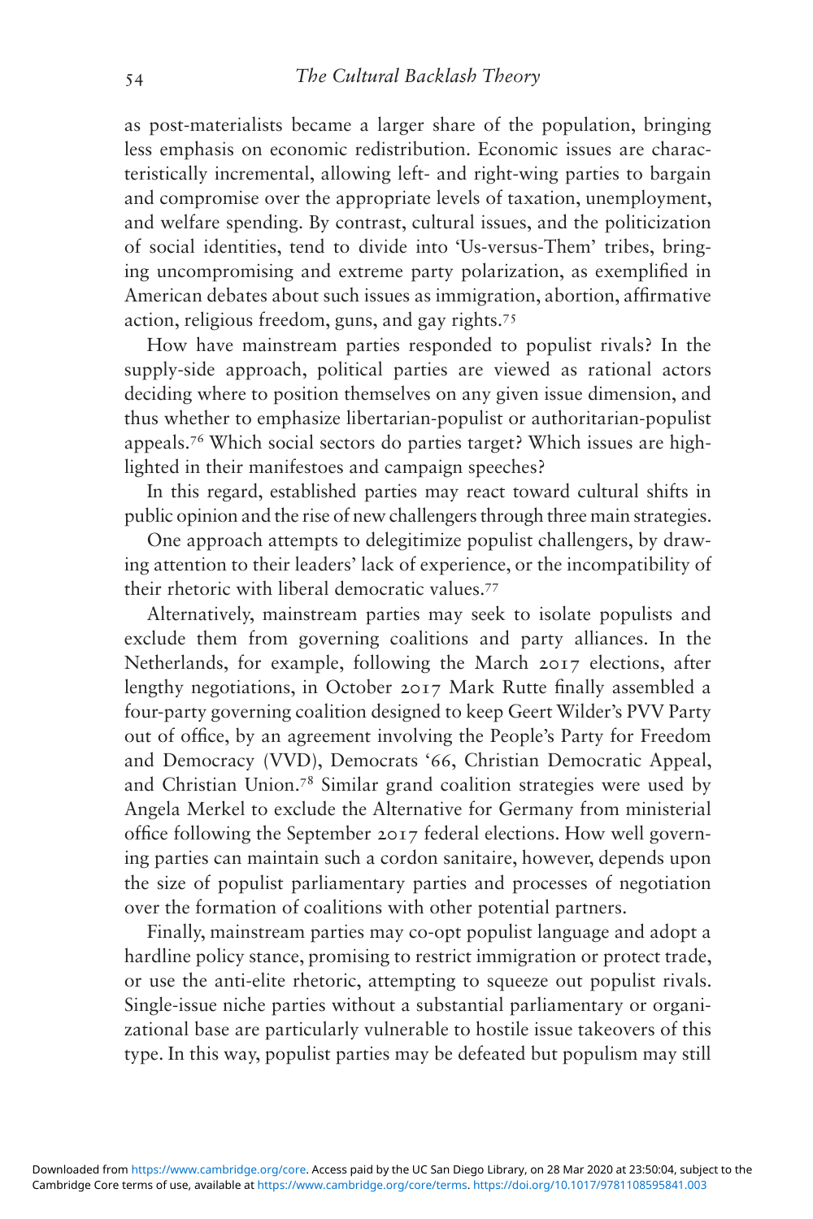as post-materialists became a larger share of the population, bringing less emphasis on economic redistribution. Economic issues are characteristically incremental, allowing left- and right-wing parties to bargain and compromise over the appropriate levels of taxation, unemployment, and welfare spending. By contrast, cultural issues, and the politicization of social identities, tend to divide into 'Us-versus-Them' tribes, bringing uncompromising and extreme party polarization, as exemplified in American debates about such issues as immigration, abortion, affirmative action, religious freedom, guns, and gay rights.[75]

How have mainstream parties responded to populist rivals? In the supply-side approach, political parties are viewed as rational actors deciding where to position themselves on any given issue dimension, and thus whether to emphasize libertarian-populist or authoritarian-populist appeals.[76] Which social sectors do parties target? Which issues are highlighted in their manifestoes and campaign speeches?

In this regard, established parties may react toward cultural shifts in public opinion and the rise of new challengers through three main strategies.

One approach attempts to delegitimize populist challengers, by drawing attention to their leaders' lack of experience, or the incompatibility of their rhetoric with liberal democratic values.[77]

Alternatively, mainstream parties may seek to isolate populists and exclude them from governing coalitions and party alliances. In the Netherlands, for example, following the March 2017 elections, after lengthy negotiations, in October 2017 Mark Rutte finally assembled a four-party governing coalition designed to keep Geert Wilder's PVV Party out of office, by an agreement involving the People's Party for Freedom and Democracy (VVD), Democrats '66, Christian Democratic Appeal, and Christian Union.[78] Similar grand coalition strategies were used by Angela Merkel to exclude the Alternative for Germany from ministerial office following the September 2017 federal elections. How well governing parties can maintain such a cordon sanitaire, however, depends upon the size of populist parliamentary parties and processes of negotiation over the formation of coalitions with other potential partners.

Finally, mainstream parties may co-opt populist language and adopt a hardline policy stance, promising to restrict immigration or protect trade, or use the anti-elite rhetoric, attempting to squeeze out populist rivals. Single-issue niche parties without a substantial parliamentary or organizational base are particularly vulnerable to hostile issue takeovers of this type. In this way, populist parties may be defeated but populism may still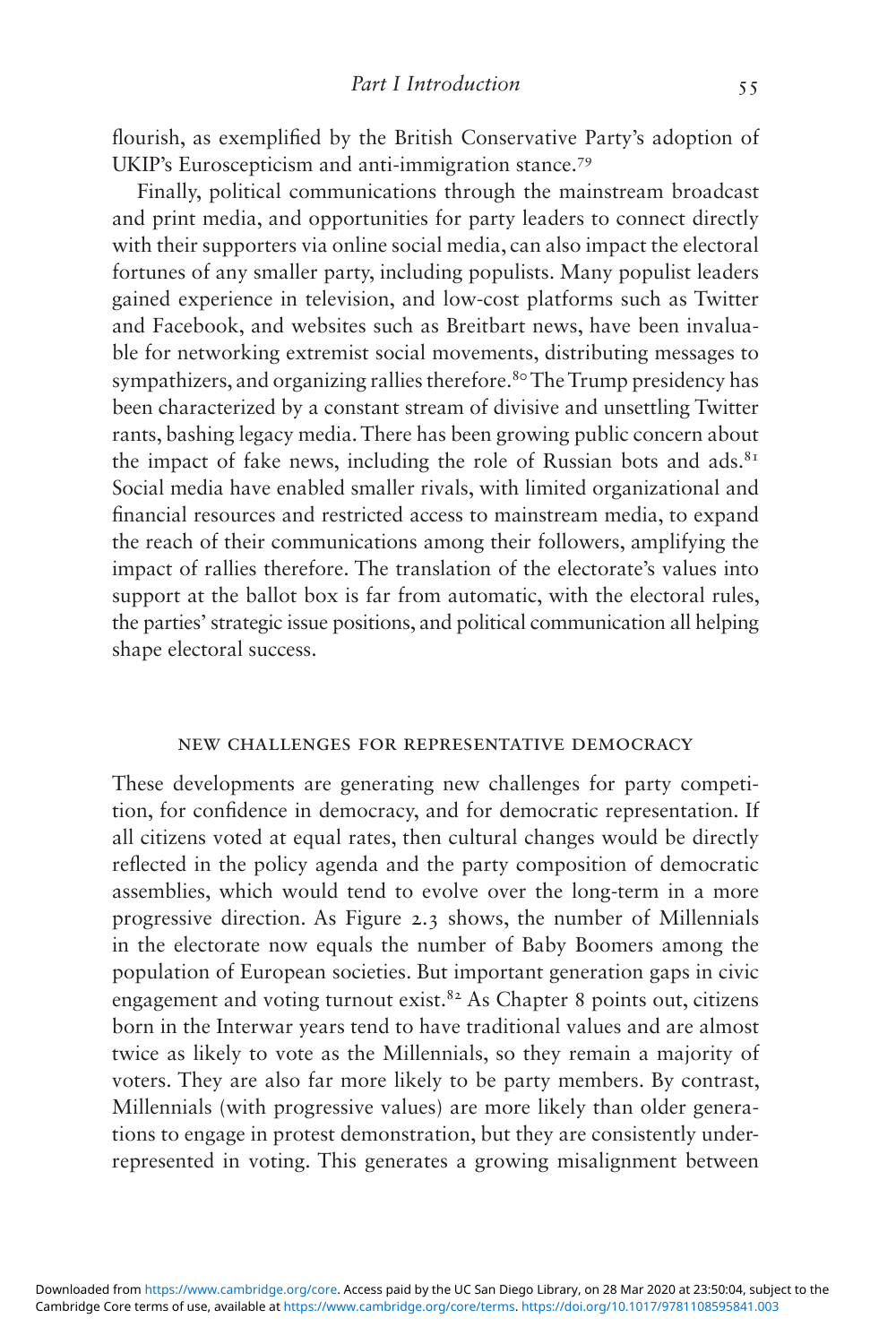flourish, as exemplified by the British Conservative Party's adoption of UKIP's Euroscepticism and anti-immigration stance.[79]

Finally, political communications through the mainstream broadcast and print media, and opportunities for party leaders to connect directly with their supporters via online social media, can also impact the electoral fortunes of any smaller party, including populists. Many populist leaders gained experience in television, and low-cost platforms such as Twitter and Facebook, and websites such as Breitbart news, have been invaluable for networking extremist social movements, distributing messages to sympathizers, and organizing rallies therefore.[80] The Trump presidency has been characterized by a constant stream of divisive and unsettling Twitter rants, bashing legacy media. There has been growing public concern about the impact of fake news, including the role of Russian bots and ads.[81] Social media have enabled smaller rivals, with limited organizational and financial resources and restricted access to mainstream media, to expand the reach of their communications among their followers, amplifying the impact of rallies therefore. The translation of the electorate's values into support at the ballot box is far from automatic, with the electoral rules, the parties' strategic issue positions, and political communication all helping shape electoral success.

## NEW CHALLENGES FOR REPRESENTATIVE DEMOCRACY

These developments are generating new challenges for party competition, for confidence in democracy, and for democratic representation. If all citizens voted at equal rates, then cultural changes would be directly reflected in the policy agenda and the party composition of democratic assemblies, which would tend to evolve over the long-term in a more progressive direction. As Figure 2.3 shows, the number of Millennials in the electorate now equals the number of Baby Boomers among the population of European societies. But important generation gaps in civic engagement and voting turnout exist.[82] As Chapter 8 points out, citizens born in the Interwar years tend to have traditional values and are almost twice as likely to vote as the Millennials, so they remain a majority of voters. They are also far more likely to be party members. By contrast, Millennials (with progressive values) are more likely than older generations to engage in protest demonstration, but they are consistently underrepresented in voting. This generates a growing misalignment between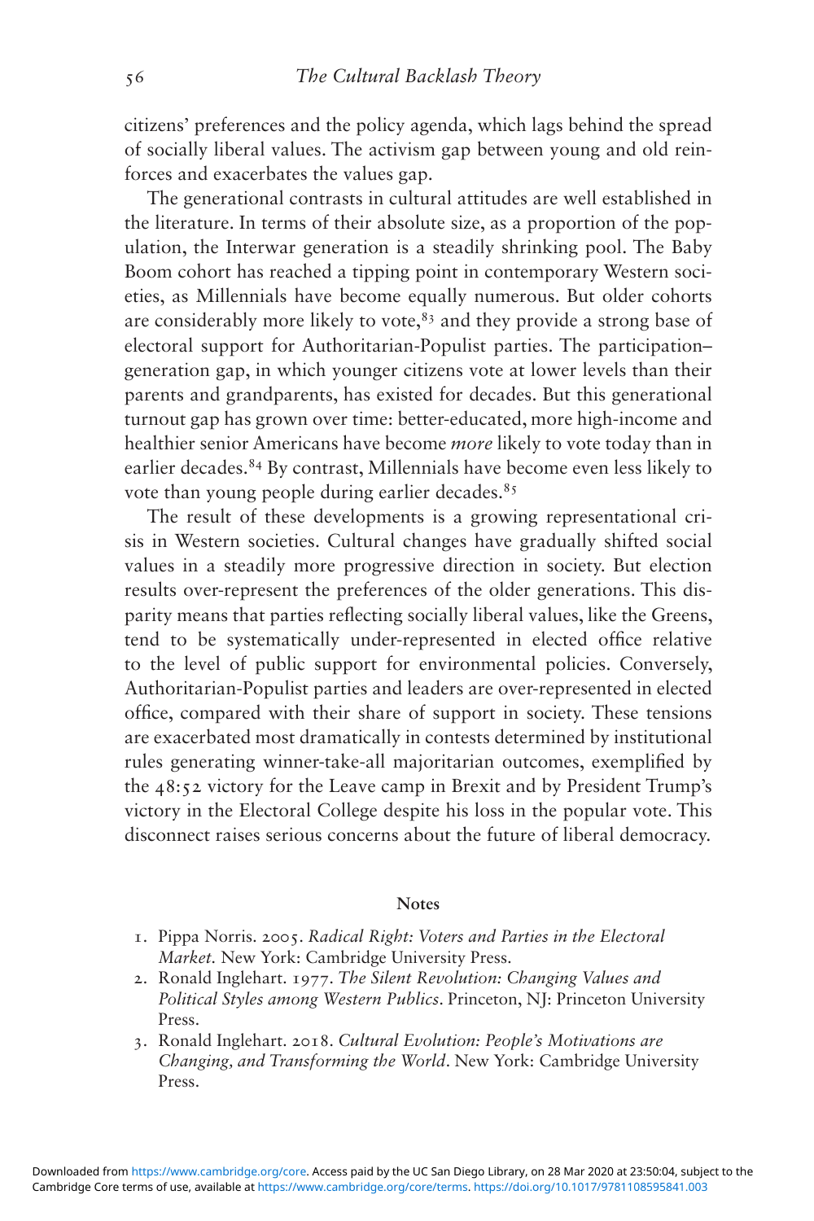citizens' preferences and the policy agenda, which lags behind the spread of socially liberal values. The activism gap between young and old reinforces and exacerbates the values gap.

The generational contrasts in cultural attitudes are well established in the literature. In terms of their absolute size, as a proportion of the population, the Interwar generation is a steadily shrinking pool. The Baby Boom cohort has reached a tipping point in contemporary Western societies, as Millennials have become equally numerous. But older cohorts are considerably more likely to vote,[83] and they provide a strong base of electoral support for Authoritarian-Populist parties. The participation–generation gap, in which younger citizens vote at lower levels than their parents and grandparents, has existed for decades. But this generational turnout gap has grown over time: better-educated, more high-income and healthier senior Americans have become *more* likely to vote today than in earlier decades.[84] By contrast, Millennials have become even less likely to vote than young people during earlier decades.[85]

The result of these developments is a growing representational crisis in Western societies. Cultural changes have gradually shifted social values in a steadily more progressive direction in society. But election results over-represent the preferences of the older generations. This disparity means that parties reflecting socially liberal values, like the Greens, tend to be systematically under-represented in elected office relative to the level of public support for environmental policies. Conversely, Authoritarian-Populist parties and leaders are over-represented in elected office, compared with their share of support in society. These tensions are exacerbated most dramatically in contests determined by institutional rules generating winner-take-all majoritarian outcomes, exemplified by the 48:52 victory for the Leave camp in Brexit and by President Trump's victory in the Electoral College despite his loss in the popular vote. This disconnect raises serious concerns about the future of liberal democracy.

## Notes

1. Pippa Norris. 2005. *Radical Right: Voters and Parties in the Electoral Market*. New York: Cambridge University Press.
2. Ronald Inglehart. 1977. *The Silent Revolution: Changing Values and Political Styles among Western Publics*. Princeton, NJ: Princeton University Press.
3. Ronald Inglehart. 2018. *Cultural Evolution: People's Motivations are Changing, and Transforming the World*. New York: Cambridge University Press.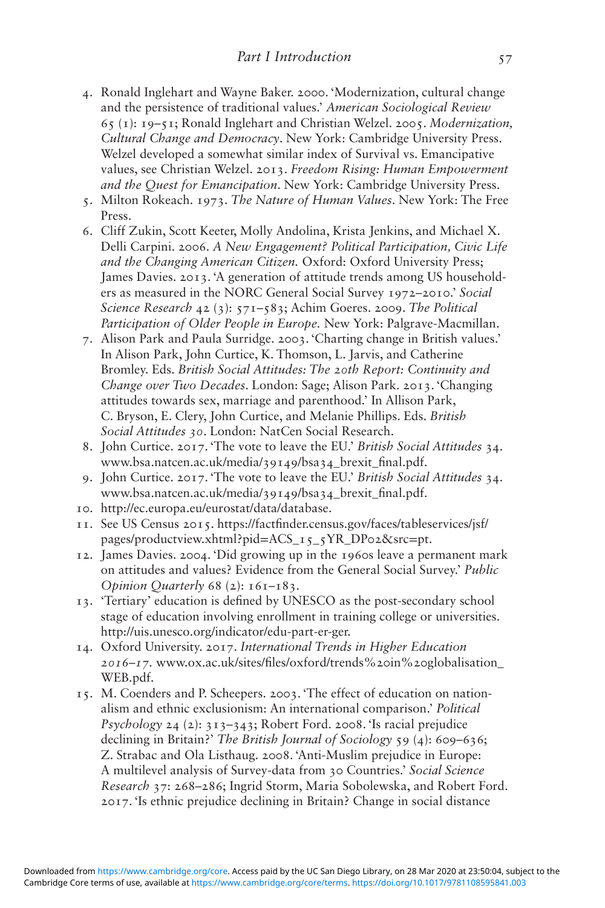4. Ronald Inglehart and Wayne Baker. 2000. 'Modernization, cultural change and the persistence of traditional values.' *American Sociological Review* 65 (1): 19–51; Ronald Inglehart and Christian Welzel. 2005. *Modernization, Cultural Change and Democracy*. New York: Cambridge University Press. Welzel developed a somewhat similar index of Survival vs. Emancipative values, see Christian Welzel. 2013. *Freedom Rising: Human Empowerment and the Quest for Emancipation*. New York: Cambridge University Press.
5. Milton Rokeach. 1973. *The Nature of Human Values*. New York: The Free Press.
6. Cliff Zukin, Scott Keeter, Molly Andolina, Krista Jenkins, and Michael X. Delli Carpini. 2006. *A New Engagement? Political Participation, Civic Life and the Changing American Citizen.* Oxford: Oxford University Press; James Davies. 2013. 'A generation of attitude trends among US householders as measured in the NORC General Social Survey 1972–2010.' *Social Science Research* 42 (3): 571–583; Achim Goeres. 2009. *The Political Participation of Older People in Europe.* New York: Palgrave-Macmillan.
7. Alison Park and Paula Surridge. 2003. 'Charting change in British values.' In Alison Park, John Curtice, K. Thomson, L. Jarvis, and Catherine Bromley. Eds. *British Social Attitudes: The 20th Report: Continuity and Change over Two Decades*. London: Sage; Alison Park. 2013. 'Changing attitudes towards sex, marriage and parenthood.' In Allison Park, C. Bryson, E. Clery, John Curtice, and Melanie Phillips. Eds. *British Social Attitudes 30*. London: NatCen Social Research.
8. John Curtice. 2017. 'The vote to leave the EU.' *British Social Attitudes* 34. www.bsa.natcen.ac.uk/media/39149/bsa34_brexit_final.pdf.
9. John Curtice. 2017. 'The vote to leave the EU.' *British Social Attitudes* 34. www.bsa.natcen.ac.uk/media/39149/bsa34_brexit_final.pdf.
10. http://ec.europa.eu/eurostat/data/database.
11. See US Census 2015. https://factfinder.census.gov/faces/tableservices/jsf/pages/productview.xhtml?pid=ACS_15_5YR_DP02&src=pt.
12. James Davies. 2004. 'Did growing up in the 1960s leave a permanent mark on attitudes and values? Evidence from the General Social Survey.' *Public Opinion Quarterly* 68 (2): 161–183.
13. 'Tertiary' education is defined by UNESCO as the post-secondary school stage of education involving enrollment in training college or universities. http://uis.unesco.org/indicator/edu-part-er-ger.
14. Oxford University. 2017. *International Trends in Higher Education 2016–17*. www.ox.ac.uk/sites/files/oxford/trends%20in%20globalisation_WEB.pdf.
15. M. Coenders and P. Scheepers. 2003. 'The effect of education on nationalism and ethnic exclusionism: An international comparison.' *Political Psychology* 24 (2): 313–343; Robert Ford. 2008. 'Is racial prejudice declining in Britain?' *The British Journal of Sociology* 59 (4): 609–636; Z. Strabac and Ola Listhaug. 2008. 'Anti-Muslim prejudice in Europe: A multilevel analysis of Survey-data from 30 Countries.' *Social Science Research* 37: 268–286; Ingrid Storm, Maria Sobolewska, and Robert Ford. 2017. 'Is ethnic prejudice declining in Britain? Change in social distance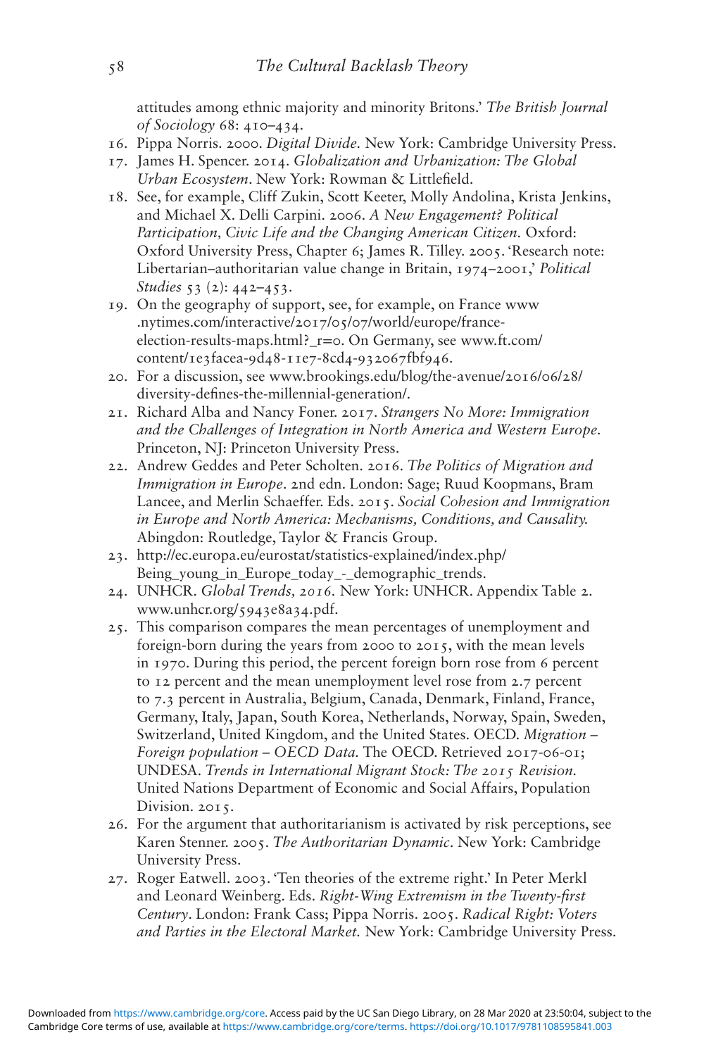attitudes among ethnic majority and minority Britons.' *The British Journal of Sociology* 68: 410–434.

16. Pippa Norris. 2000. *Digital Divide*. New York: Cambridge University Press.
17. James H. Spencer. 2014. *Globalization and Urbanization: The Global Urban Ecosystem*. New York: Rowman & Littlefield.
18. See, for example, Cliff Zukin, Scott Keeter, Molly Andolina, Krista Jenkins, and Michael X. Delli Carpini. 2006. *A New Engagement? Political Participation, Civic Life and the Changing American Citizen*. Oxford: Oxford University Press, Chapter 6; James R. Tilley. 2005. 'Research note: Libertarian–authoritarian value change in Britain, 1974–2001,' *Political Studies* 53 (2): 442–453.
19. On the geography of support, see, for example, on France www.nytimes.com/interactive/2017/05/07/world/europe/france-election-results-maps.html?_r=0. On Germany, see www.ft.com/content/1e3facea-9d48-11e7-8cd4-932067fbf946.
20. For a discussion, see www.brookings.edu/blog/the-avenue/2016/06/28/diversity-defines-the-millennial-generation/.
21. Richard Alba and Nancy Foner. 2017. *Strangers No More: Immigration and the Challenges of Integration in North America and Western Europe*. Princeton, NJ: Princeton University Press.
22. Andrew Geddes and Peter Scholten. 2016. *The Politics of Migration and Immigration in Europe*. 2nd edn. London: Sage; Ruud Koopmans, Bram Lancee, and Merlin Schaeffer. Eds. 2015. *Social Cohesion and Immigration in Europe and North America: Mechanisms, Conditions, and Causality*. Abingdon: Routledge, Taylor & Francis Group.
23. http://ec.europa.eu/eurostat/statistics-explained/index.php/Being_young_in_Europe_today_-_demographic_trends.
24. UNHCR. *Global Trends, 2016*. New York: UNHCR. Appendix Table 2. www.unhcr.org/5943e8a34.pdf.
25. This comparison compares the mean percentages of unemployment and foreign-born during the years from 2000 to 2015, with the mean levels in 1970. During this period, the percent foreign born rose from 6 percent to 12 percent and the mean unemployment level rose from 2.7 percent to 7.3 percent in Australia, Belgium, Canada, Denmark, Finland, France, Germany, Italy, Japan, South Korea, Netherlands, Norway, Spain, Sweden, Switzerland, United Kingdom, and the United States. OECD. *Migration – Foreign population – OECD Data*. The OECD. Retrieved 2017-06-01; UNDESA. *Trends in International Migrant Stock: The 2015 Revision*. United Nations Department of Economic and Social Affairs, Population Division. 2015.
26. For the argument that authoritarianism is activated by risk perceptions, see Karen Stenner. 2005. *The Authoritarian Dynamic*. New York: Cambridge University Press.
27. Roger Eatwell. 2003. 'Ten theories of the extreme right.' In Peter Merkl and Leonard Weinberg. Eds. *Right-Wing Extremism in the Twenty-first Century*. London: Frank Cass; Pippa Norris. 2005. *Radical Right: Voters and Parties in the Electoral Market*. New York: Cambridge University Press.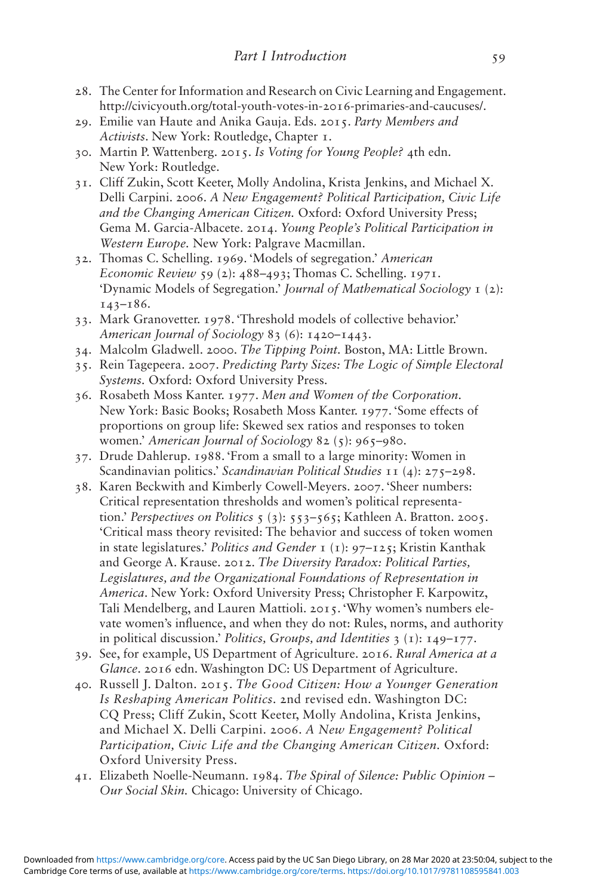28. The Center for Information and Research on Civic Learning and Engagement. http://civicyouth.org/total-youth-votes-in-2016-primaries-and-caucuses/.
29. Emilie van Haute and Anika Gauja. Eds. 2015. *Party Members and Activists*. New York: Routledge, Chapter 1.
30. Martin P. Wattenberg. 2015. *Is Voting for Young People?* 4th edn. New York: Routledge.
31. Cliff Zukin, Scott Keeter, Molly Andolina, Krista Jenkins, and Michael X. Delli Carpini. 2006. *A New Engagement? Political Participation, Civic Life and the Changing American Citizen.* Oxford: Oxford University Press; Gema M. Garcia-Albacete. 2014. *Young People's Political Participation in Western Europe.* New York: Palgrave Macmillan.
32. Thomas C. Schelling. 1969. 'Models of segregation.' *American Economic Review* 59 (2): 488–493; Thomas C. Schelling. 1971. 'Dynamic Models of Segregation.' *Journal of Mathematical Sociology* 1 (2): 143–186.
33. Mark Granovetter. 1978. 'Threshold models of collective behavior.' *American Journal of Sociology* 83 (6): 1420–1443.
34. Malcolm Gladwell. 2000. *The Tipping Point.* Boston, MA: Little Brown.
35. Rein Tagepeera. 2007. *Predicting Party Sizes: The Logic of Simple Electoral Systems.* Oxford: Oxford University Press.
36. Rosabeth Moss Kanter. 1977. *Men and Women of the Corporation.* New York: Basic Books; Rosabeth Moss Kanter. 1977. 'Some effects of proportions on group life: Skewed sex ratios and responses to token women.' *American Journal of Sociology* 82 (5): 965–980.
37. Drude Dahlerup. 1988. 'From a small to a large minority: Women in Scandinavian politics.' *Scandinavian Political Studies* 11 (4): 275–298.
38. Karen Beckwith and Kimberly Cowell-Meyers. 2007. 'Sheer numbers: Critical representation thresholds and women's political representation.' *Perspectives on Politics* 5 (3): 553–565; Kathleen A. Bratton. 2005. 'Critical mass theory revisited: The behavior and success of token women in state legislatures.' *Politics and Gender* 1 (1): 97–125; Kristin Kanthak and George A. Krause. 2012. *The Diversity Paradox: Political Parties, Legislatures, and the Organizational Foundations of Representation in America.* New York: Oxford University Press; Christopher F. Karpowitz, Tali Mendelberg, and Lauren Mattioli. 2015. 'Why women's numbers elevate women's influence, and when they do not: Rules, norms, and authority in political discussion.' *Politics, Groups, and Identities* 3 (1): 149–177.
39. See, for example, US Department of Agriculture. 2016. *Rural America at a Glance.* 2016 edn. Washington DC: US Department of Agriculture.
40. Russell J. Dalton. 2015. *The Good Citizen: How a Younger Generation Is Reshaping American Politics.* 2nd revised edn. Washington DC: CQ Press; Cliff Zukin, Scott Keeter, Molly Andolina, Krista Jenkins, and Michael X. Delli Carpini. 2006. *A New Engagement? Political Participation, Civic Life and the Changing American Citizen.* Oxford: Oxford University Press.
41. Elizabeth Noelle-Neumann. 1984. *The Spiral of Silence: Public Opinion – Our Social Skin.* Chicago: University of Chicago.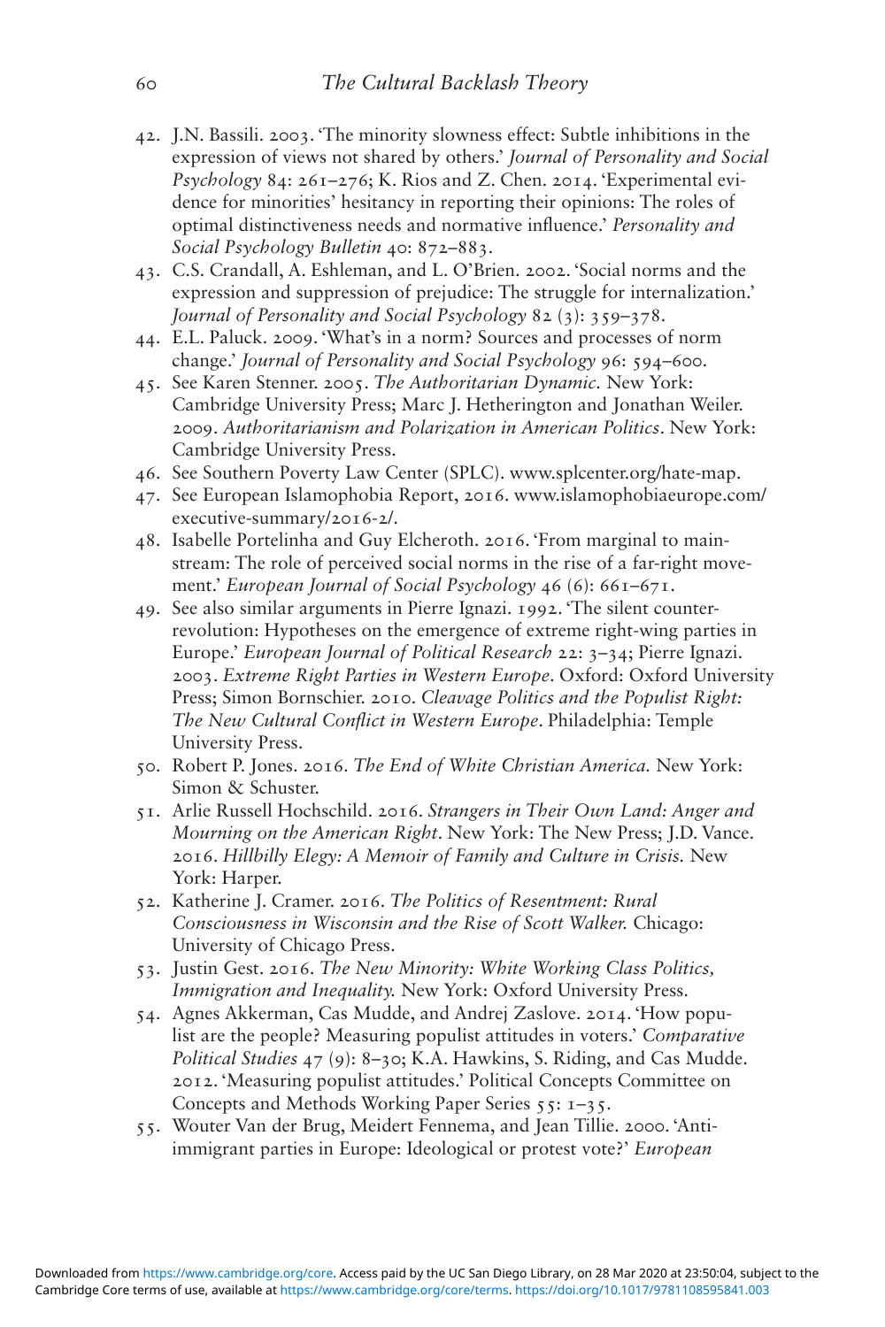42. J.N. Bassili. 2003. 'The minority slowness effect: Subtle inhibitions in the expression of views not shared by others.' *Journal of Personality and Social Psychology* 84: 261–276; K. Rios and Z. Chen. 2014. 'Experimental evidence for minorities' hesitancy in reporting their opinions: The roles of optimal distinctiveness needs and normative influence.' *Personality and Social Psychology Bulletin* 40: 872–883.
43. C.S. Crandall, A. Eshleman, and L. O'Brien. 2002. 'Social norms and the expression and suppression of prejudice: The struggle for internalization.' *Journal of Personality and Social Psychology* 82 (3): 359–378.
44. E.L. Paluck. 2009. 'What's in a norm? Sources and processes of norm change.' *Journal of Personality and Social Psychology* 96: 594–600.
45. See Karen Stenner. 2005. *The Authoritarian Dynamic.* New York: Cambridge University Press; Marc J. Hetherington and Jonathan Weiler. 2009. *Authoritarianism and Polarization in American Politics*. New York: Cambridge University Press.
46. See Southern Poverty Law Center (SPLC). www.splcenter.org/hate-map.
47. See European Islamophobia Report, 2016. www.islamophobiaeurope.com/executive-summary/2016-2/.
48. Isabelle Portelinha and Guy Elcheroth. 2016. 'From marginal to mainstream: The role of perceived social norms in the rise of a far-right movement.' *European Journal of Social Psychology* 46 (6): 661–671.
49. See also similar arguments in Pierre Ignazi. 1992. 'The silent counter-revolution: Hypotheses on the emergence of extreme right-wing parties in Europe.' *European Journal of Political Research* 22: 3–34; Pierre Ignazi. 2003. *Extreme Right Parties in Western Europe*. Oxford: Oxford University Press; Simon Bornschier. 2010. *Cleavage Politics and the Populist Right: The New Cultural Conflict in Western Europe*. Philadelphia: Temple University Press.
50. Robert P. Jones. 2016. *The End of White Christian America.* New York: Simon & Schuster.
51. Arlie Russell Hochschild. 2016. *Strangers in Their Own Land: Anger and Mourning on the American Right*. New York: The New Press; J.D. Vance. 2016. *Hillbilly Elegy: A Memoir of Family and Culture in Crisis.* New York: Harper.
52. Katherine J. Cramer. 2016. *The Politics of Resentment: Rural Consciousness in Wisconsin and the Rise of Scott Walker.* Chicago: University of Chicago Press.
53. Justin Gest. 2016. *The New Minority: White Working Class Politics, Immigration and Inequality.* New York: Oxford University Press.
54. Agnes Akkerman, Cas Mudde, and Andrej Zaslove. 2014. 'How populist are the people? Measuring populist attitudes in voters.' *Comparative Political Studies* 47 (9): 8–30; K.A. Hawkins, S. Riding, and Cas Mudde. 2012. 'Measuring populist attitudes.' Political Concepts Committee on Concepts and Methods Working Paper Series 55: 1–35.
55. Wouter Van der Brug, Meidert Fennema, and Jean Tillie. 2000. 'Anti-immigrant parties in Europe: Ideological or protest vote?' *European*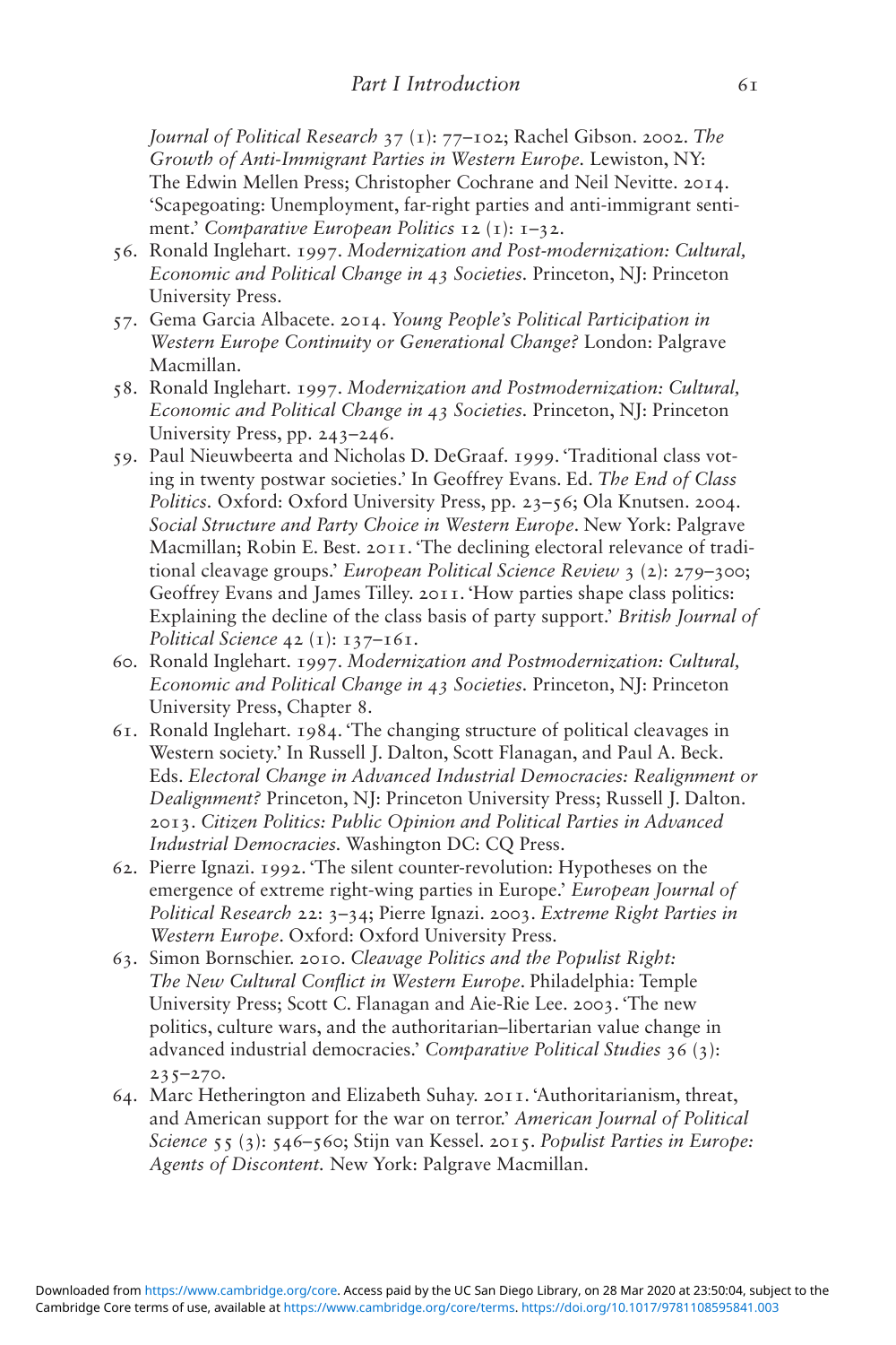*Journal of Political Research* 37 (1): 77–102; Rachel Gibson. 2002. *The Growth of Anti-Immigrant Parties in Western Europe*. Lewiston, NY: The Edwin Mellen Press; Christopher Cochrane and Neil Nevitte. 2014. 'Scapegoating: Unemployment, far-right parties and anti-immigrant sentiment.' *Comparative European Politics* 12 (1): 1–32.

56. Ronald Inglehart. 1997. *Modernization and Post-modernization: Cultural, Economic and Political Change in 43 Societies*. Princeton, NJ: Princeton University Press.
57. Gema Garcia Albacete. 2014. *Young People's Political Participation in Western Europe Continuity or Generational Change?* London: Palgrave Macmillan.
58. Ronald Inglehart. 1997. *Modernization and Postmodernization: Cultural, Economic and Political Change in 43 Societies*. Princeton, NJ: Princeton University Press, pp. 243–246.
59. Paul Nieuwbeerta and Nicholas D. DeGraaf. 1999. 'Traditional class voting in twenty postwar societies.' In Geoffrey Evans. Ed. *The End of Class Politics*. Oxford: Oxford University Press, pp. 23–56; Ola Knutsen. 2004. *Social Structure and Party Choice in Western Europe*. New York: Palgrave Macmillan; Robin E. Best. 2011. 'The declining electoral relevance of traditional cleavage groups.' *European Political Science Review* 3 (2): 279–300; Geoffrey Evans and James Tilley. 2011. 'How parties shape class politics: Explaining the decline of the class basis of party support.' *British Journal of Political Science* 42 (1): 137–161.
60. Ronald Inglehart. 1997. *Modernization and Postmodernization: Cultural, Economic and Political Change in 43 Societies*. Princeton, NJ: Princeton University Press, Chapter 8.
61. Ronald Inglehart. 1984. 'The changing structure of political cleavages in Western society.' In Russell J. Dalton, Scott Flanagan, and Paul A. Beck. Eds. *Electoral Change in Advanced Industrial Democracies: Realignment or Dealignment?* Princeton, NJ: Princeton University Press; Russell J. Dalton. 2013. *Citizen Politics: Public Opinion and Political Parties in Advanced Industrial Democracies*. Washington DC: CQ Press.
62. Pierre Ignazi. 1992. 'The silent counter-revolution: Hypotheses on the emergence of extreme right-wing parties in Europe.' *European Journal of Political Research* 22: 3–34; Pierre Ignazi. 2003. *Extreme Right Parties in Western Europe*. Oxford: Oxford University Press.
63. Simon Bornschier. 2010. *Cleavage Politics and the Populist Right: The New Cultural Conflict in Western Europe*. Philadelphia: Temple University Press; Scott C. Flanagan and Aie-Rie Lee. 2003. 'The new politics, culture wars, and the authoritarian–libertarian value change in advanced industrial democracies.' *Comparative Political Studies* 36 (3): 235–270.
64. Marc Hetherington and Elizabeth Suhay. 2011. 'Authoritarianism, threat, and American support for the war on terror.' *American Journal of Political Science* 55 (3): 546–560; Stijn van Kessel. 2015. *Populist Parties in Europe: Agents of Discontent*. New York: Palgrave Macmillan.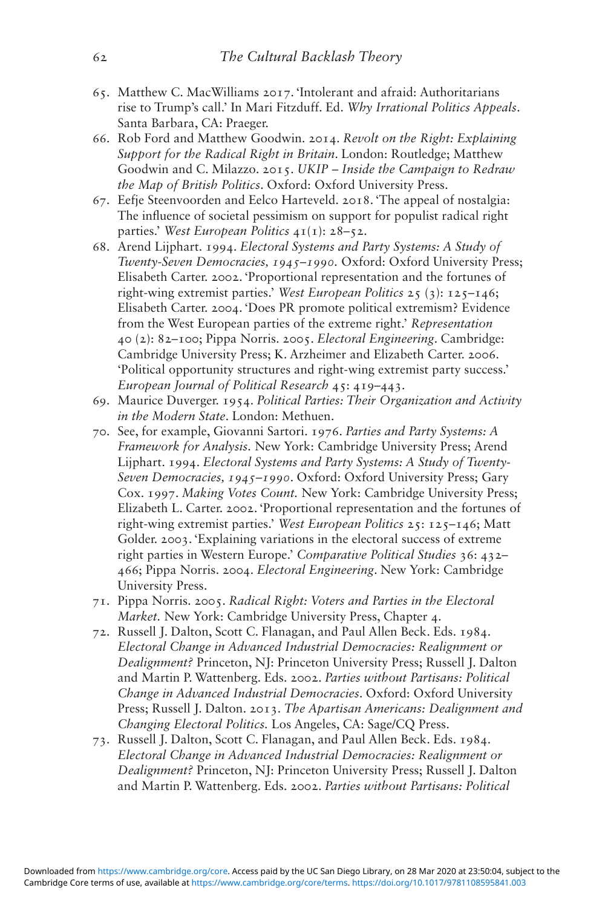65. Matthew C. MacWilliams 2017. 'Intolerant and afraid: Authoritarians rise to Trump's call.' In Mari Fitzduff. Ed. *Why Irrational Politics Appeals*. Santa Barbara, CA: Praeger.
66. Rob Ford and Matthew Goodwin. 2014. *Revolt on the Right: Explaining Support for the Radical Right in Britain*. London: Routledge; Matthew Goodwin and C. Milazzo. 2015. *UKIP – Inside the Campaign to Redraw the Map of British Politics*. Oxford: Oxford University Press.
67. Eefje Steenvoorden and Eelco Harteveld. 2018. 'The appeal of nostalgia: The influence of societal pessimism on support for populist radical right parties.' *West European Politics* 41(1): 28–52.
68. Arend Lijphart. 1994. *Electoral Systems and Party Systems: A Study of Twenty-Seven Democracies, 1945–1990*. Oxford: Oxford University Press; Elisabeth Carter. 2002. 'Proportional representation and the fortunes of right-wing extremist parties.' *West European Politics* 25 (3): 125–146; Elisabeth Carter. 2004. 'Does PR promote political extremism? Evidence from the West European parties of the extreme right.' *Representation* 40 (2): 82–100; Pippa Norris. 2005. *Electoral Engineering*. Cambridge: Cambridge University Press; K. Arzheimer and Elizabeth Carter. 2006. 'Political opportunity structures and right-wing extremist party success.' *European Journal of Political Research* 45: 419–443.
69. Maurice Duverger. 1954. *Political Parties: Their Organization and Activity in the Modern State*. London: Methuen.
70. See, for example, Giovanni Sartori. 1976. *Parties and Party Systems: A Framework for Analysis*. New York: Cambridge University Press; Arend Lijphart. 1994. *Electoral Systems and Party Systems: A Study of Twenty-Seven Democracies, 1945–1990*. Oxford: Oxford University Press; Gary Cox. 1997. *Making Votes Count*. New York: Cambridge University Press; Elizabeth L. Carter. 2002. 'Proportional representation and the fortunes of right-wing extremist parties.' *West European Politics* 25: 125–146; Matt Golder. 2003. 'Explaining variations in the electoral success of extreme right parties in Western Europe.' *Comparative Political Studies* 36: 432–466; Pippa Norris. 2004. *Electoral Engineering*. New York: Cambridge University Press.
71. Pippa Norris. 2005. *Radical Right: Voters and Parties in the Electoral Market*. New York: Cambridge University Press, Chapter 4.
72. Russell J. Dalton, Scott C. Flanagan, and Paul Allen Beck. Eds. 1984. *Electoral Change in Advanced Industrial Democracies: Realignment or Dealignment?* Princeton, NJ: Princeton University Press; Russell J. Dalton and Martin P. Wattenberg. Eds. 2002. *Parties without Partisans: Political Change in Advanced Industrial Democracies*. Oxford: Oxford University Press; Russell J. Dalton. 2013. *The Apartisan Americans: Dealignment and Changing Electoral Politics*. Los Angeles, CA: Sage/CQ Press.
73. Russell J. Dalton, Scott C. Flanagan, and Paul Allen Beck. Eds. 1984. *Electoral Change in Advanced Industrial Democracies: Realignment or Dealignment?* Princeton, NJ: Princeton University Press; Russell J. Dalton and Martin P. Wattenberg. Eds. 2002. *Parties without Partisans: Political*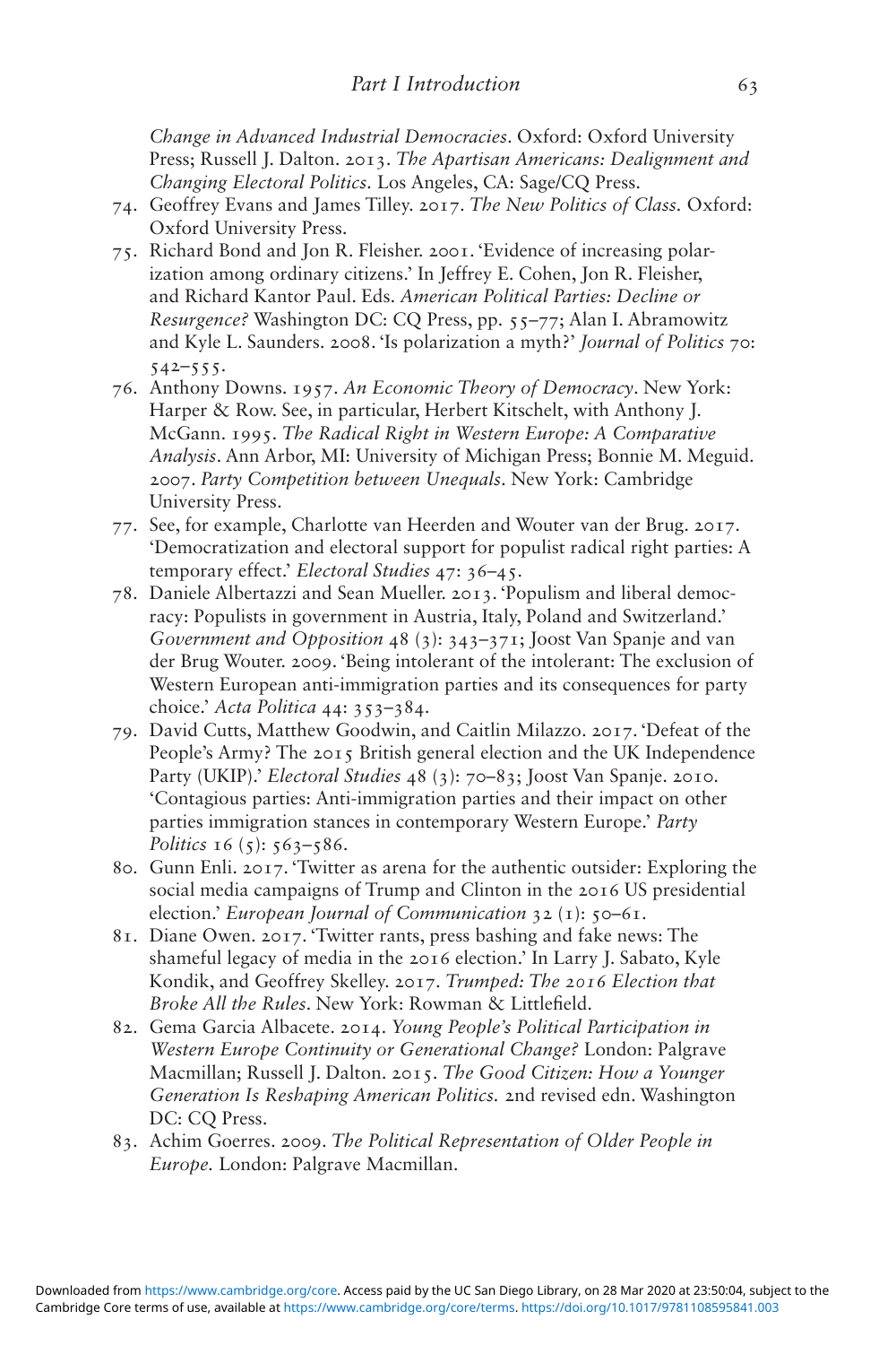*Change in Advanced Industrial Democracies*. Oxford: Oxford University Press; Russell J. Dalton. 2013. *The Apartisan Americans: Dealignment and Changing Electoral Politics.* Los Angeles, CA: Sage/CQ Press.

74. Geoffrey Evans and James Tilley. 2017. *The New Politics of Class.* Oxford: Oxford University Press.
75. Richard Bond and Jon R. Fleisher. 2001. 'Evidence of increasing polarization among ordinary citizens.' In Jeffrey E. Cohen, Jon R. Fleisher, and Richard Kantor Paul. Eds. *American Political Parties: Decline or Resurgence?* Washington DC: CQ Press, pp. 55–77; Alan I. Abramowitz and Kyle L. Saunders. 2008. 'Is polarization a myth?' *Journal of Politics* 70: 542–555.
76. Anthony Downs. 1957. *An Economic Theory of Democracy*. New York: Harper & Row. See, in particular, Herbert Kitschelt, with Anthony J. McGann. 1995. *The Radical Right in Western Europe: A Comparative Analysis*. Ann Arbor, MI: University of Michigan Press; Bonnie M. Meguid. 2007. *Party Competition between Unequals*. New York: Cambridge University Press.
77. See, for example, Charlotte van Heerden and Wouter van der Brug. 2017. 'Democratization and electoral support for populist radical right parties: A temporary effect.' *Electoral Studies* 47: 36–45.
78. Daniele Albertazzi and Sean Mueller. 2013. 'Populism and liberal democracy: Populists in government in Austria, Italy, Poland and Switzerland.' *Government and Opposition* 48 (3): 343–371; Joost Van Spanje and van der Brug Wouter. 2009. 'Being intolerant of the intolerant: The exclusion of Western European anti-immigration parties and its consequences for party choice.' *Acta Politica* 44: 353–384.
79. David Cutts, Matthew Goodwin, and Caitlin Milazzo. 2017. 'Defeat of the People's Army? The 2015 British general election and the UK Independence Party (UKIP).' *Electoral Studies* 48 (3): 70–83; Joost Van Spanje. 2010. 'Contagious parties: Anti-immigration parties and their impact on other parties immigration stances in contemporary Western Europe.' *Party Politics* 16 (5): 563–586.
80. Gunn Enli. 2017. 'Twitter as arena for the authentic outsider: Exploring the social media campaigns of Trump and Clinton in the 2016 US presidential election.' *European Journal of Communication* 32 (1): 50–61.
81. Diane Owen. 2017. 'Twitter rants, press bashing and fake news: The shameful legacy of media in the 2016 election.' In Larry J. Sabato, Kyle Kondik, and Geoffrey Skelley. 2017. *Trumped: The 2016 Election that Broke All the Rules*. New York: Rowman & Littlefield.
82. Gema Garcia Albacete. 2014. *Young People's Political Participation in Western Europe Continuity or Generational Change?* London: Palgrave Macmillan; Russell J. Dalton. 2015. *The Good Citizen: How a Younger Generation Is Reshaping American Politics.* 2nd revised edn. Washington DC: CQ Press.
83. Achim Goerres. 2009. *The Political Representation of Older People in Europe.* London: Palgrave Macmillan.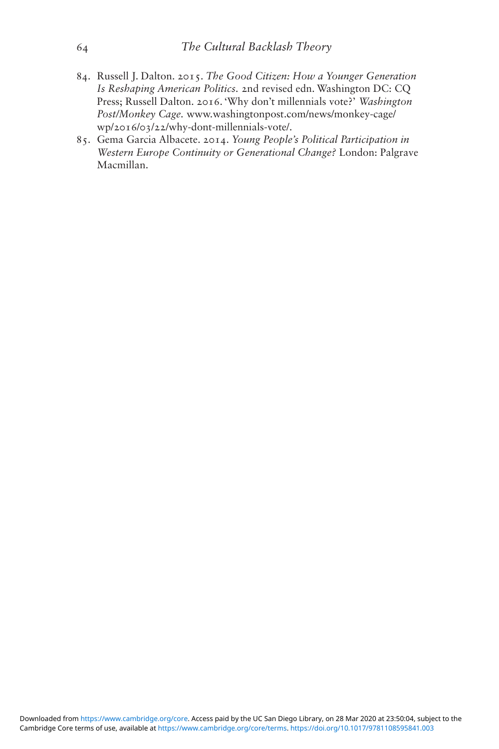84. Russell J. Dalton. 2015. *The Good Citizen: How a Younger Generation Is Reshaping American Politics.* 2nd revised edn. Washington DC: CQ Press; Russell Dalton. 2016. 'Why don't millennials vote?' *Washington Post/Monkey Cage.* www.washingtonpost.com/news/monkey-cage/wp/2016/03/22/why-dont-millennials-vote/.
85. Gema Garcia Albacete. 2014. *Young People's Political Participation in Western Europe Continuity or Generational Change?* London: Palgrave Macmillan.